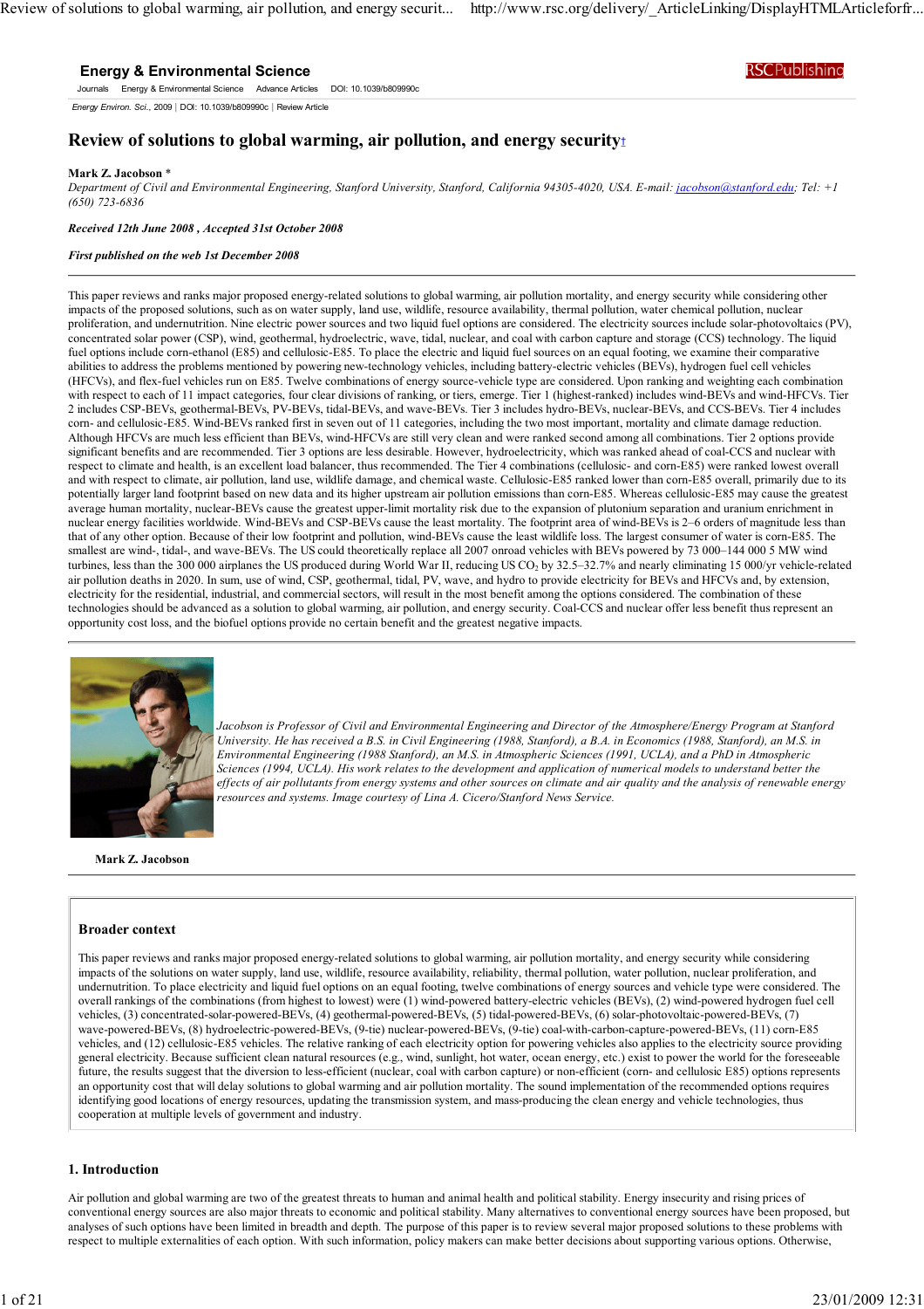**Energy & Environmental Science**

Journals | Energy & Environmental Science | Advance Articles | DOI: 10.1039/b809990c

*Energy Environ. Sci.*, 2009 | DOI: 10.1039/b809990c | Review Article

# Review of solutions to global warming, air pollution, and energy security†

**Mark Z. Jacobson** *

*Department of Civil and Environmental Engineering, Stanford University, Stanford, California 94305-4020, USA. E-mail: jacobson@stanford.edu; Tel: +1 (650) 723-6836*

***Received 12th June 2008 , Accepted 31st October 2008***

***First published on the web 1st December 2008***

---

This paper reviews and ranks major proposed energy-related solutions to global warming, air pollution mortality, and energy security while considering other impacts of the proposed solutions, such as on water supply, land use, wildlife, resource availability, thermal pollution, water chemical pollution, nuclear proliferation, and undernutrition. Nine electric power sources and two liquid fuel options are considered. The electricity sources include solar-photovoltaics (PV), concentrated solar power (CSP), wind, geothermal, hydroelectric, wave, tidal, nuclear, and coal with carbon capture and storage (CCS) technology. The liquid fuel options include corn-ethanol (E85) and cellulosic-E85. To place the electric and liquid fuel sources on an equal footing, we examine their comparative abilities to address the problems mentioned by powering new-technology vehicles, including battery-electric vehicles (BEVs), hydrogen fuel cell vehicles (HFCVs), and flex-fuel vehicles run on E85. Twelve combinations of energy source-vehicle type are considered. Upon ranking and weighting each combination with respect to each of 11 impact categories, four clear divisions of ranking, or tiers, emerge. Tier 1 (highest-ranked) includes wind-BEVs and wind-HFCVs. Tier 2 includes CSP-BEVs, geothermal-BEVs, PV-BEVs, tidal-BEVs, and wave-BEVs. Tier 3 includes hydro-BEVs, nuclear-BEVs, and CCS-BEVs. Tier 4 includes corn- and cellulosic-E85. Wind-BEVs ranked first in seven out of 11 categories, including the two most important, mortality and climate damage reduction. Although HFCVs are much less efficient than BEVs, wind-HFCVs are still very clean and were ranked second among all combinations. Tier 2 options provide significant benefits and are recommended. Tier 3 options are less desirable. However, hydroelectricity, which was ranked ahead of coal-CCS and nuclear with respect to climate and health, is an excellent load balancer, thus recommended. The Tier 4 combinations (cellulosic- and corn-E85) were ranked lowest overall and with respect to climate, air pollution, land use, wildlife damage, and chemical waste. Cellulosic-E85 ranked lower than corn-E85 overall, primarily due to its potentially larger land footprint based on new data and its higher upstream air pollution emissions than corn-E85. Whereas cellulosic-E85 may cause the greatest average human mortality, nuclear-BEVs cause the greatest upper-limit mortality risk due to the expansion of plutonium separation and uranium enrichment in nuclear energy facilities worldwide. Wind-BEVs and CSP-BEVs cause the least mortality. The footprint area of wind-BEVs is 2–6 orders of magnitude less than that of any other option. Because of their low footprint and pollution, wind-BEVs cause the least wildlife loss. The largest consumer of water is corn-E85. The smallest are wind-, tidal-, and wave-BEVs. The US could theoretically replace all 2007 onroad vehicles with BEVs powered by 73 000–144 000 5 MW wind turbines, less than the 300 000 airplanes the US produced during World War II, reducing US $CO_2$ by 32.5–32.7% and nearly eliminating 15 000/yr vehicle-related air pollution deaths in 2020. In sum, use of wind, CSP, geothermal, tidal, PV, wave, and hydro to provide electricity for BEVs and HFCVs and, by extension, electricity for the residential, industrial, and commercial sectors, will result in the most benefit among the options considered. The combination of these technologies should be advanced as a solution to global warming, air pollution, and energy security. Coal-CCS and nuclear offer less benefit thus represent an opportunity cost loss, and the biofuel options provide no certain benefit and the greatest negative impacts.

---

*Jacobson is Professor of Civil and Environmental Engineering and Director of the Atmosphere/Energy Program at Stanford University. He has received a B.S. in Civil Engineering (1988, Stanford), a B.A. in Economics (1988, Stanford), an M.S. in Environmental Engineering (1988 Stanford), an M.S. in Atmospheric Sciences (1991, UCLA), and a PhD in Atmospheric Sciences (1994, UCLA). His work relates to the development and application of numerical models to understand better the effects of air pollutants from energy systems and other sources on climate and air quality and the analysis of renewable energy resources and systems. Image courtesy of Lina A. Cicero/Stanford News Service.*

**Mark Z. Jacobson**

---

### Broader context

This paper reviews and ranks major proposed energy-related solutions to global warming, air pollution mortality, and energy security while considering impacts of the solutions on water supply, land use, wildlife, resource availability, reliability, thermal pollution, water pollution, nuclear proliferation, and undernutrition. To place electricity and liquid fuel options on an equal footing, twelve combinations of energy sources and vehicle type were considered. The overall rankings of the combinations (from highest to lowest) were (1) wind-powered battery-electric vehicles (BEVs), (2) wind-powered hydrogen fuel cell vehicles, (3) concentrated-solar-powered-BEVs, (4) geothermal-powered-BEVs, (5) tidal-powered-BEVs, (6) solar-photovoltaic-powered-BEVs, (7) wave-powered-BEVs, (8) hydroelectric-powered-BEVs, (9-tie) nuclear-powered-BEVs, (9-tie) coal-with-carbon-capture-powered-BEVs, (11) corn-E85 vehicles, and (12) cellulosic-E85 vehicles. The relative ranking of each electricity option for powering vehicles also applies to the electricity source providing general electricity. Because sufficient clean natural resources (e.g., wind, sunlight, hot water, ocean energy, etc.) exist to power the world for the foreseeable future, the results suggest that the diversion to less-efficient (nuclear, coal with carbon capture) or non-efficient (corn- and cellulosic E85) options represents an opportunity cost that will delay solutions to global warming and air pollution mortality. The sound implementation of the recommended options requires identifying good locations of energy resources, updating the transmission system, and mass-producing the clean energy and vehicle technologies, thus cooperation at multiple levels of government and industry.

## 1. Introduction

Air pollution and global warming are two of the greatest threats to human and animal health and political stability. Energy insecurity and rising prices of conventional energy sources are also major threats to economic and political stability. Many alternatives to conventional energy sources have been proposed, but analyses of such options have been limited in breadth and depth. The purpose of this paper is to review several major proposed solutions to these problems with respect to multiple externalities of each option. With such information, policy makers can make better decisions about supporting various options. Otherwise,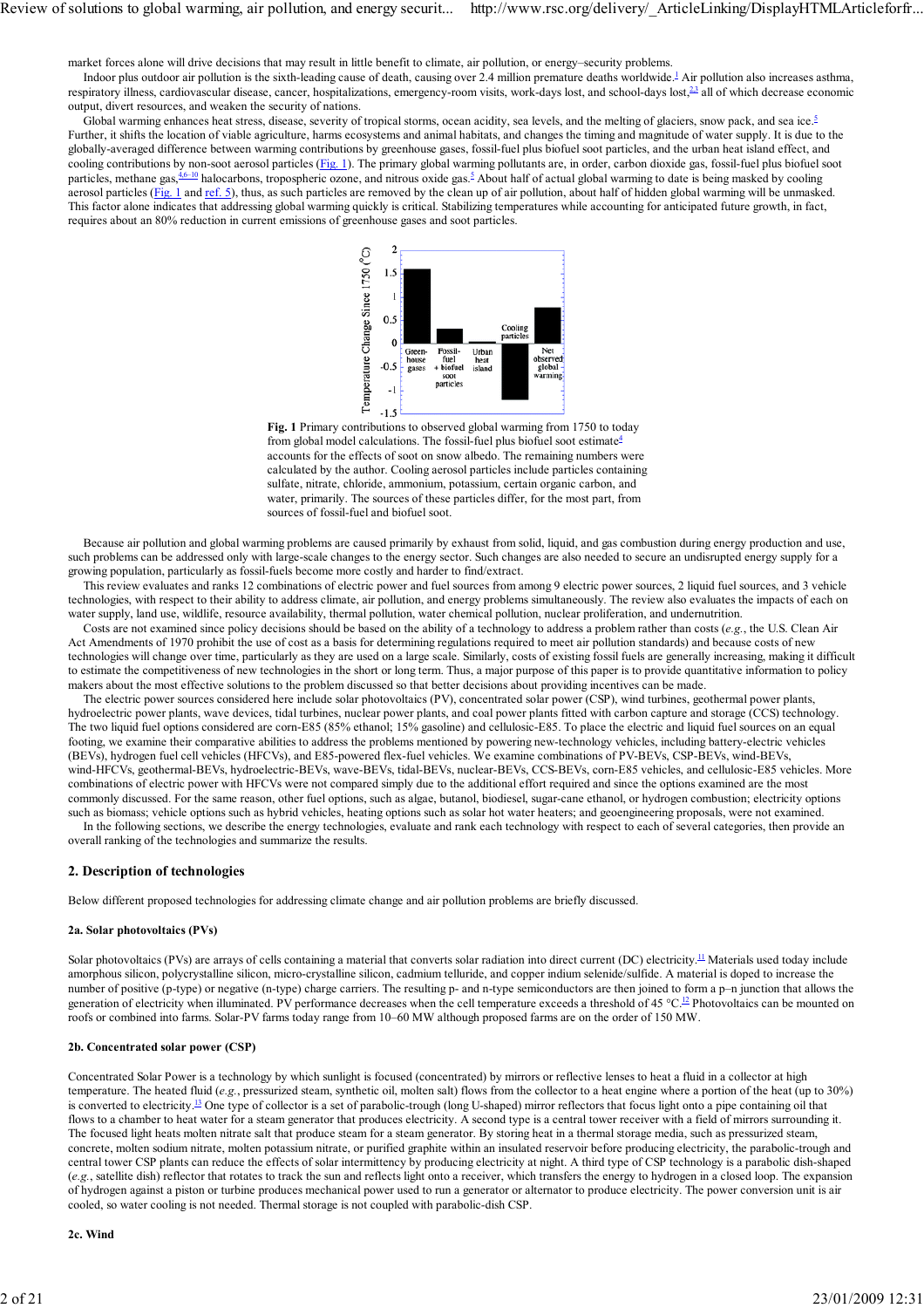market forces alone will drive decisions that may result in little benefit to climate, air pollution, or energy–security problems.

Indoor plus outdoor air pollution is the sixth-leading cause of death, causing over 2.4 million premature deaths worldwide.[1] Air pollution also increases asthma, respiratory illness, cardiovascular disease, cancer, hospitalizations, emergency-room visits, work-days lost, and school-days lost,[2,3] all of which decrease economic output, divert resources, and weaken the security of nations.

Global warming enhances heat stress, disease, severity of tropical storms, ocean acidity, sea levels, and the melting of glaciers, snow pack, and sea ice.[5] Further, it shifts the location of viable agriculture, harms ecosystems and animal habitats, and changes the timing and magnitude of water supply. It is due to the globally-averaged difference between warming contributions by greenhouse gases, fossil-fuel plus biofuel soot particles, and the urban heat island effect, and cooling contributions by non-soot aerosol particles (Fig. 1). The primary global warming pollutants are, in order, carbon dioxide gas, fossil-fuel plus biofuel soot particles, methane gas,[4,6–10] halocarbons, tropospheric ozone, and nitrous oxide gas.[5] About half of actual global warming to date is being masked by cooling aerosol particles (Fig. 1 and ref. 5), thus, as such particles are removed by the clean up of air pollution, about half of hidden global warming will be unmasked. This factor alone indicates that addressing global warming quickly is critical. Stabilizing temperatures while accounting for anticipated future growth, in fact, requires about an 80% reduction in current emissions of greenhouse gases and soot particles.

**Fig. 1** Primary contributions to observed global warming from 1750 to today from global model calculations. The fossil-fuel plus biofuel soot estimate[4] accounts for the effects of soot on snow albedo. The remaining numbers were calculated by the author. Cooling aerosol particles include particles containing sulfate, nitrate, chloride, ammonium, potassium, certain organic carbon, and water, primarily. The sources of these particles differ, for the most part, from sources of fossil-fuel and biofuel soot.

Because air pollution and global warming problems are caused primarily by exhaust from solid, liquid, and gas combustion during energy production and use, such problems can be addressed only with large-scale changes to the energy sector. Such changes are also needed to secure an undisrupted energy supply for a growing population, particularly as fossil-fuels become more costly and harder to find/extract.

This review evaluates and ranks 12 combinations of electric power and fuel sources from among 9 electric power sources, 2 liquid fuel sources, and 3 vehicle technologies, with respect to their ability to address climate, air pollution, and energy problems simultaneously. The review also evaluates the impacts of each on water supply, land use, wildlife, resource availability, thermal pollution, water chemical pollution, nuclear proliferation, and undernutrition.

Costs are not examined since policy decisions should be based on the ability of a technology to address a problem rather than costs (*e.g.*, the U.S. Clean Air Act Amendments of 1970 prohibit the use of cost as a basis for determining regulations required to meet air pollution standards) and because costs of new technologies will change over time, particularly as they are used on a large scale. Similarly, costs of existing fossil fuels are generally increasing, making it difficult to estimate the competitiveness of new technologies in the short or long term. Thus, a major purpose of this paper is to provide quantitative information to policy makers about the most effective solutions to the problem discussed so that better decisions about providing incentives can be made.

The electric power sources considered here include solar photovoltaics (PV), concentrated solar power (CSP), wind turbines, geothermal power plants, hydroelectric power plants, wave devices, tidal turbines, nuclear power plants, and coal power plants fitted with carbon capture and storage (CCS) technology. The two liquid fuel options considered are corn-E85 (85% ethanol; 15% gasoline) and cellulosic-E85. To place the electric and liquid fuel sources on an equal footing, we examine their comparative abilities to address the problems mentioned by powering new-technology vehicles, including battery-electric vehicles (BEVs), hydrogen fuel cell vehicles (HFCVs), and E85-powered flex-fuel vehicles. We examine combinations of PV-BEVs, CSP-BEVs, wind-BEVs, wind-HFCVs, geothermal-BEVs, hydroelectric-BEVs, wave-BEVs, tidal-BEVs, nuclear-BEVs, CCS-BEVs, corn-E85 vehicles, and cellulosic-E85 vehicles. More combinations of electric power with HFCVs were not compared simply due to the additional effort required and since the options examined are the most commonly discussed. For the same reason, other fuel options, such as algae, butanol, biodiesel, sugar-cane ethanol, or hydrogen combustion; electricity options such as biomass; vehicle options such as hybrid vehicles, heating options such as solar hot water heaters; and geoengineering proposals, were not examined.

In the following sections, we describe the energy technologies, evaluate and rank each technology with respect to each of several categories, then provide an overall ranking of the technologies and summarize the results.

## 2. Description of technologies

Below different proposed technologies for addressing climate change and air pollution problems are briefly discussed.

### 2a. Solar photovoltaics (PVs)

Solar photovoltaics (PVs) are arrays of cells containing a material that converts solar radiation into direct current (DC) electricity.[11] Materials used today include amorphous silicon, polycrystalline silicon, micro-crystalline silicon, cadmium telluride, and copper indium selenide/sulfide. A material is doped to increase the number of positive (p-type) or negative (n-type) charge carriers. The resulting p- and n-type semiconductors are then joined to form a p–n junction that allows the generation of electricity when illuminated. PV performance decreases when the cell temperature exceeds a threshold of 45 °C.[12] Photovoltaics can be mounted on roofs or combined into farms. Solar-PV farms today range from 10–60 MW although proposed farms are on the order of 150 MW.

### 2b. Concentrated solar power (CSP)

Concentrated Solar Power is a technology by which sunlight is focused (concentrated) by mirrors or reflective lenses to heat a fluid in a collector at high temperature. The heated fluid (*e.g.*, pressurized steam, synthetic oil, molten salt) flows from the collector to a heat engine where a portion of the heat (up to 30%) is converted to electricity.[13] One type of collector is a set of parabolic-trough (long U-shaped) mirror reflectors that focus light onto a pipe containing oil that flows to a chamber to heat water for a steam generator that produces electricity. A second type is a central tower receiver with a field of mirrors surrounding it. The focused light heats molten nitrate salt that produce steam for a steam generator. By storing heat in a thermal storage media, such as pressurized steam, concrete, molten sodium nitrate, molten potassium nitrate, or purified graphite within an insulated reservoir before producing electricity, the parabolic-trough and central tower CSP plants can reduce the effects of solar intermittency by producing electricity at night. A third type of CSP technology is a parabolic dish-shaped (*e.g.*, satellite dish) reflector that rotates to track the sun and reflects light onto a receiver, which transfers the energy to hydrogen in a closed loop. The expansion of hydrogen against a piston or turbine produces mechanical power used to run a generator or alternator to produce electricity. The power conversion unit is air cooled, so water cooling is not needed. Thermal storage is not coupled with parabolic-dish CSP.

### 2c. Wind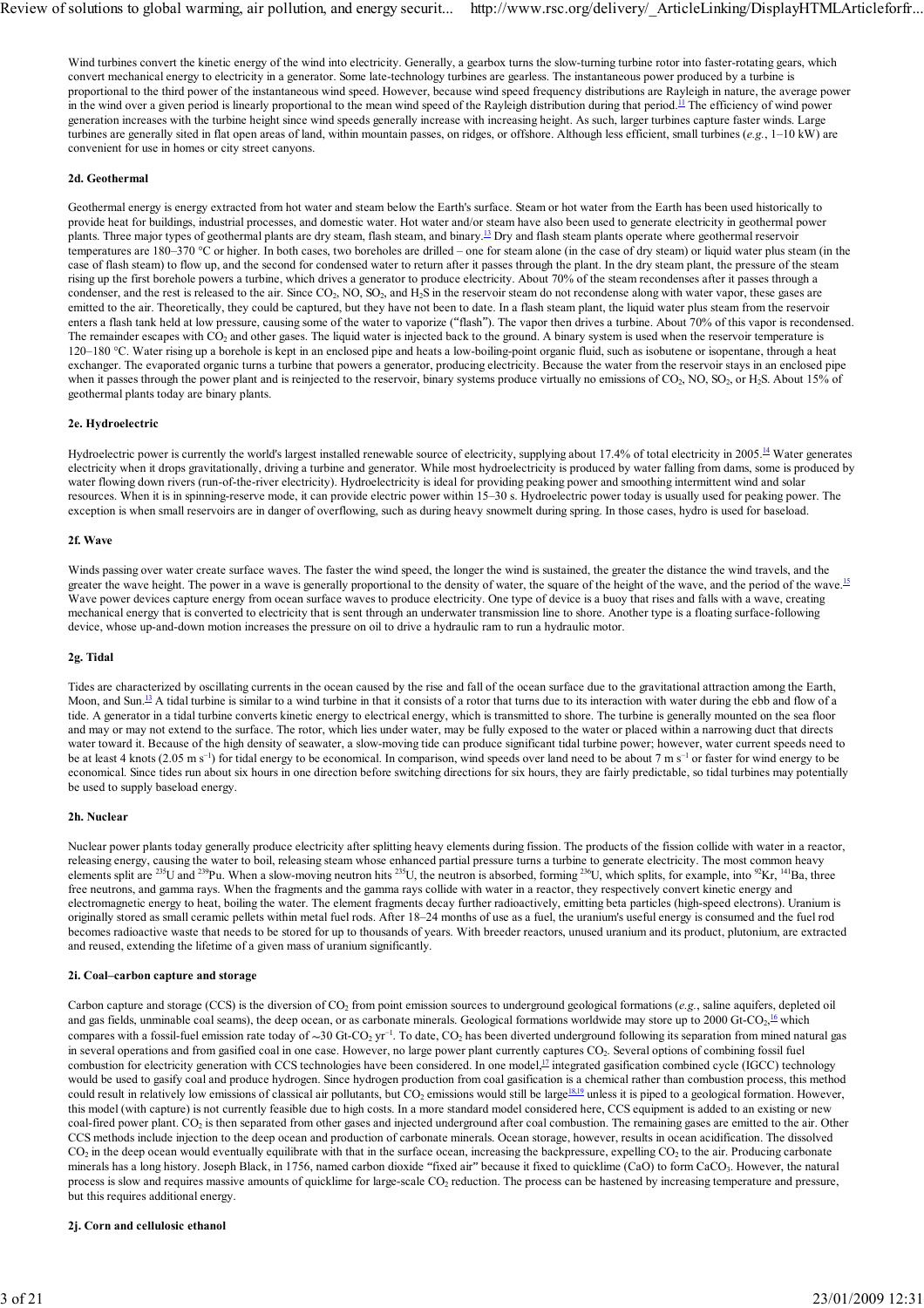Wind turbines convert the kinetic energy of the wind into electricity. Generally, a gearbox turns the slow-turning turbine rotor into faster-rotating gears, which convert mechanical energy to electricity in a generator. Some late-technology turbines are gearless. The instantaneous power produced by a turbine is proportional to the third power of the instantaneous wind speed. However, because wind speed frequency distributions are Rayleigh in nature, the average power in the wind over a given period is linearly proportional to the mean wind speed of the Rayleigh distribution during that period.[11] The efficiency of wind power generation increases with the turbine height since wind speeds generally increase with increasing height. As such, larger turbines capture faster winds. Large turbines are generally sited in flat open areas of land, within mountain passes, on ridges, or offshore. Although less efficient, small turbines (*e.g.*, 1–10 kW) are convenient for use in homes or city street canyons.

#### 2d. Geothermal

Geothermal energy is energy extracted from hot water and steam below the Earth's surface. Steam or hot water from the Earth has been used historically to provide heat for buildings, industrial processes, and domestic water. Hot water and/or steam have also been used to generate electricity in geothermal power plants. Three major types of geothermal plants are dry steam, flash steam, and binary.[13] Dry and flash steam plants operate where geothermal reservoir temperatures are 180–370 °C or higher. In both cases, two boreholes are drilled – one for steam alone (in the case of dry steam) or liquid water plus steam (in the case of flash steam) to flow up, and the second for condensed water to return after it passes through the plant. In the dry steam plant, the pressure of the steam rising up the first borehole powers a turbine, which drives a generator to produce electricity. About 70% of the steam recondenses after it passes through a condenser, and the rest is released to the air. Since $CO_2$, NO, $SO_2$, and $H_2S$ in the reservoir steam do not recondense along with water vapor, these gases are emitted to the air. Theoretically, they could be captured, but they have not been to date. In a flash steam plant, the liquid water plus steam from the reservoir enters a flash tank held at low pressure, causing some of the water to vaporize ("flash"). The vapor then drives a turbine. About 70% of this vapor is recondensed. The remainder escapes with $CO_2$ and other gases. The liquid water is injected back to the ground. A binary system is used when the reservoir temperature is 120–180 °C. Water rising up a borehole is kept in an enclosed pipe and heats a low-boiling-point organic fluid, such as isobutene or isopentane, through a heat exchanger. The evaporated organic turns a turbine that powers a generator, producing electricity. Because the water from the reservoir stays in an enclosed pipe when it passes through the power plant and is reinjected to the reservoir, binary systems produce virtually no emissions of $CO_2$, NO, $SO_2$, or $H_2S$. About 15% of geothermal plants today are binary plants.

#### 2e. Hydroelectric

Hydroelectric power is currently the world's largest installed renewable source of electricity, supplying about 17.4% of total electricity in 2005.[14] Water generates electricity when it drops gravitationally, driving a turbine and generator. While most hydroelectricity is produced by water falling from dams, some is produced by water flowing down rivers (run-of-the-river electricity). Hydroelectricity is ideal for providing peaking power and smoothing intermittent wind and solar resources. When it is in spinning-reserve mode, it can provide electric power within 15–30 s. Hydroelectric power today is usually used for peaking power. The exception is when small reservoirs are in danger of overflowing, such as during heavy snowmelt during spring. In those cases, hydro is used for baseload.

#### 2f. Wave

Winds passing over water create surface waves. The faster the wind speed, the longer the wind is sustained, the greater the distance the wind travels, and the greater the wave height. The power in a wave is generally proportional to the density of water, the square of the height of the wave, and the period of the wave.[15] Wave power devices capture energy from ocean surface waves to produce electricity. One type of device is a buoy that rises and falls with a wave, creating mechanical energy that is converted to electricity that is sent through an underwater transmission line to shore. Another type is a floating surface-following device, whose up-and-down motion increases the pressure on oil to drive a hydraulic ram to run a hydraulic motor.

#### 2g. Tidal

Tides are characterized by oscillating currents in the ocean caused by the rise and fall of the ocean surface due to the gravitational attraction among the Earth, Moon, and Sun.[13] A tidal turbine is similar to a wind turbine in that it consists of a rotor that turns due to its interaction with water during the ebb and flow of a tide. A generator in a tidal turbine converts kinetic energy to electrical energy, which is transmitted to shore. The turbine is generally mounted on the sea floor and may or may not extend to the surface. The rotor, which lies under water, may be fully exposed to the water or placed within a narrowing duct that directs water toward it. Because of the high density of seawater, a slow-moving tide can produce significant tidal turbine power; however, water current speeds need to be at least 4 knots (2.05 m $s^{-1}$) for tidal energy to be economical. In comparison, wind speeds over land need to be about 7 m $s^{-1}$ or faster for wind energy to be economical. Since tides run about six hours in one direction before switching directions for six hours, they are fairly predictable, so tidal turbines may potentially be used to supply baseload energy.

#### 2h. Nuclear

Nuclear power plants today generally produce electricity after splitting heavy elements during fission. The products of the fission collide with water in a reactor, releasing energy, causing the water to boil, releasing steam whose enhanced partial pressure turns a turbine to generate electricity. The most common heavy elements split are $^{235}U$ and $^{239}Pu$. When a slow-moving neutron hits $^{235}U$, the neutron is absorbed, forming $^{236}U$, which splits, for example, into $^{92}Kr$, $^{141}Ba$, three free neutrons, and gamma rays. When the fragments and the gamma rays collide with water in a reactor, they respectively convert kinetic energy and electromagnetic energy to heat, boiling the water. The element fragments decay further radioactively, emitting beta particles (high-speed electrons). Uranium is originally stored as small ceramic pellets within metal fuel rods. After 18–24 months of use as a fuel, the uranium's useful energy is consumed and the fuel rod becomes radioactive waste that needs to be stored for up to thousands of years. With breeder reactors, unused uranium and its product, plutonium, are extracted and reused, extending the lifetime of a given mass of uranium significantly.

#### 2i. Coal–carbon capture and storage

Carbon capture and storage (CCS) is the diversion of $CO_2$ from point emission sources to underground geological formations (*e.g.*, saline aquifers, depleted oil and gas fields, unminable coal seams), the deep ocean, or as carbonate minerals. Geological formations worldwide may store up to 2000 Gt-$CO_2$,[16] which compares with a fossil-fuel emission rate today of ~30 Gt-$CO_2$ $yr^{-1}$. To date, $CO_2$ has been diverted underground following its separation from mined natural gas in several operations and from gasified coal in one case. However, no large power plant currently captures $CO_2$. Several options of combining fossil fuel combustion for electricity generation with CCS technologies have been considered. In one model,[17] integrated gasification combined cycle (IGCC) technology would be used to gasify coal and produce hydrogen. Since hydrogen production from coal gasification is a chemical rather than combustion process, this method could result in relatively low emissions of classical air pollutants, but $CO_2$ emissions would still be large[18,19] unless it is piped to a geological formation. However, this model (with capture) is not currently feasible due to high costs. In a more standard model considered here, CCS equipment is added to an existing or new coal-fired power plant. $CO_2$ is then separated from other gases and injected underground after coal combustion. The remaining gases are emitted to the air. Other CCS methods include injection to the deep ocean and production of carbonate minerals. Ocean storage, however, results in ocean acidification. The dissolved $CO_2$ in the deep ocean would eventually equilibrate with that in the surface ocean, increasing the backpressure, expelling $CO_2$ to the air. Producing carbonate minerals has a long history. Joseph Black, in 1756, named carbon dioxide "fixed air" because it fixed to quicklime (CaO) to form $CaCO_3$. However, the natural process is slow and requires massive amounts of quicklime for large-scale $CO_2$ reduction. The process can be hastened by increasing temperature and pressure, but this requires additional energy.

#### 2j. Corn and cellulosic ethanol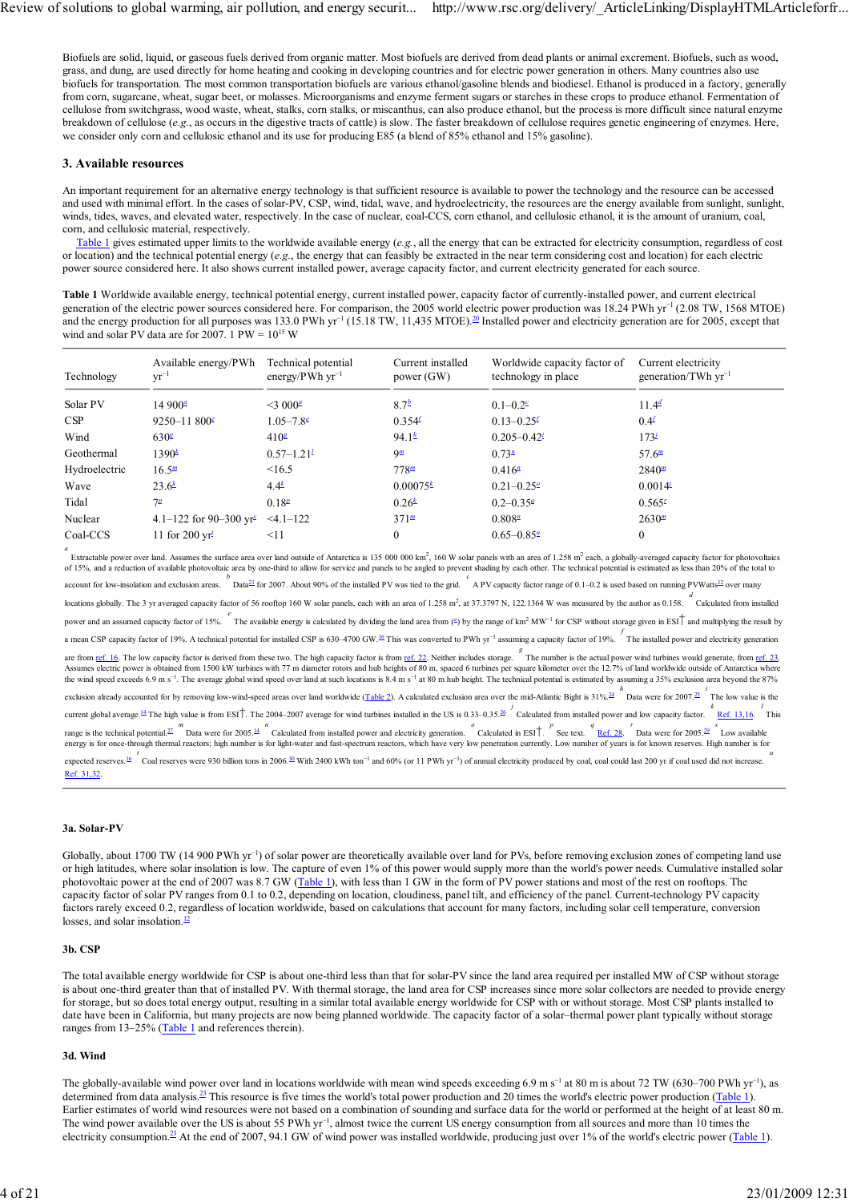Biofuels are solid, liquid, or gaseous fuels derived from organic matter. Most biofuels are derived from dead plants or animal excrement. Biofuels, such as wood, grass, and dung, are used directly for home heating and cooking in developing countries and for electric power generation in others. Many countries also use biofuels for transportation. The most common transportation biofuels are various ethanol/gasoline blends and biodiesel. Ethanol is produced in a factory, generally from corn, sugarcane, wheat, sugar beet, or molasses. Microorganisms and enzyme ferment sugars or starches in these crops to produce ethanol. Fermentation of cellulose from switchgrass, wood waste, wheat, stalks, corn stalks, or miscanthus, can also produce ethanol, but the process is more difficult since natural enzyme breakdown of cellulose (*e.g.*, as occurs in the digestive tracts of cattle) is slow. The faster breakdown of cellulose requires genetic engineering of enzymes. Here, we consider only corn and cellulosic ethanol and its use for producing E85 (a blend of 85% ethanol and 15% gasoline).

## 3. Available resources

An important requirement for an alternative energy technology is that sufficient resource is available to power the technology and the resource can be accessed and used with minimal effort. In the cases of solar-PV, CSP, wind, tidal, wave, and hydroelectricity, the resources are the energy available from sunlight, sunlight, winds, tides, waves, and elevated water, respectively. In the case of nuclear, coal-CCS, corn ethanol, and cellulosic ethanol, it is the amount of uranium, coal, corn, and cellulosic material, respectively.

Table 1 gives estimated upper limits to the worldwide available energy (*e.g.*, all the energy that can be extracted for electricity consumption, regardless of cost or location) and the technical potential energy (*e.g.*, the energy that can feasibly be extracted in the near term considering cost and location) for each electric power source considered here. It also shows current installed power, average capacity factor, and current electricity generated for each source.

**Table 1** Worldwide available energy, technical potential energy, current installed power, capacity factor of currently-installed power, and current electrical generation of the electric power sources considered here. For comparison, the 2005 world electric power production was 18.24 PWh $yr^{-1}$ (2.08 TW, 1568 MTOE) and the energy production for all purposes was 133.0 PWh $yr^{-1}$ (15.18 TW, 11,435 MTOE).[20] Installed power and electricity generation are for 2005, except that wind and solar PV data are for 2007. 1 PW = $10^{15}$ W

| Technology | Available energy/PWh $yr^{-1}$ | Technical potential energy/PWh $yr^{-1}$ | Current installed power (GW) | Worldwide capacity factor of technology in place | Current electricity generation/TWh $yr^{-1}$ |
|---|---|---|---|---|---|
| Solar PV | 14 900[a] | <3 000[a] | 8.7[b] | 0.1–0.2[c] | 11.4[d] |
| CSP | 9250–11 800[e] | 1.05–7.8[e] | 0.354[f] | 0.13–0.25[f] | 0.4[f] |
| Wind | 630[g] | 410[g] | 94.1[h] | 0.205–0.42[i] | 173[j] |
| Geothermal | 1390[k] | 0.57–1.21[l] | 9[m] | 0.73[n] | 57.6[m] |
| Hydroelectric | 16.5[m] | <16.5 | 778[m] | 0.416[n] | 2840[m] |
| Wave | 23.6[k] | 4.4[k] | 0.00075[k] | 0.21–0.25[o] | 0.0014[r] |
| Tidal | 7[p] | 0.18[p] | 0.26[k] | 0.2–0.35[q] | 0.565[r] |
| Nuclear | 4.1–122 for 90–300 yr[s] | <4.1–122 | 371[m] | 0.808[n] | 2630[m] |
| Coal-CCS | 11 for 200 yr[t] | <11 | 0 | 0.65–0.85[u] | 0 |

[a] Extractable power over land. Assumes the surface area over land outside of Antarctica is 135 000 000 $km^2$, 160 W solar panels with an area of 1.258 $m^2$ each, a globally-averaged capacity factor for photovoltaics of 15%, and a reduction of available photovoltaic area by one-third to allow for service and panels to be angled to prevent shading by each other. The technical potential is estimated as less than 20% of the total to account for low-insolation and exclusion areas. [b] Data[21] for 2007. About 90% of the installed PV was tied to the grid. [c] A PV capacity factor range of 0.1–0.2 is used based on running PVWatts[12] over many locations globally. The 3 yr averaged capacity factor of 56 rooftop 160 W solar panels, each with an area of 1.258 $m^2$, at 37.3797 N, 122.1364 W was measured by the author as 0.158. [d] Calculated from installed power and an assumed capacity factor of 15%. [e] The available energy is calculated by dividing the land area from (a) by the range of $km^2$ $MW^{-1}$ for CSP without storage given in ESI† and multiplying the result by a mean CSP capacity factor of 19%. A technical potential for installed CSP is 630–4700 GW.[16] This was converted to PWh $yr^{-1}$ assuming a capacity factor of 19%. [f] The installed power and electricity generation are from ref. 16. The low capacity factor is derived from these two. The high capacity factor is from ref. 22. Neither includes storage. [g] The number is the actual power wind turbines would generate, from ref. 23. Assumes electric power is obtained from 1500 kW turbines with 77 m diameter rotors and hub heights of 80 m, spaced 6 turbines per square kilometer over the 12.7% of land worldwide outside of Antarctica where the wind speed exceeds 6.9 m $s^{-1}$. The average global wind speed over land at such locations is 8.4 m $s^{-1}$ at 80 m hub height. The technical potential is estimated by assuming a 35% exclusion area beyond the 87% exclusion already accounted for by removing low-wind-speed areas over land worldwide (Table 2). A calculated exclusion area over the mid-Atlantic Bight is 31%.[24] [h] Data were for 2007.[25] [i] The low value is the current global average.[14] The high value is from ESI†. The 2004–2007 average for wind turbines installed in the US is 0.33–0.35.[26] [j] Calculated from installed power and low capacity factor. [k] Ref. 13,16. [l] This range is the technical potential.[27] [m] Data were for 2005.[14] [n] Calculated from installed power and electricity generation. [o] Calculated in ESI†. [p] See text. [q] Ref. 28. [r] Data were for 2005.[29] [s] Low available energy is for once-through thermal reactors; high number is for light-water and fast-spectrum reactors, which have very low penetration currently. Low number of years is for known reserves. High number is for expected reserves.[16] [t] Coal reserves were 930 billion tons in 2006.[30] With 2400 kWh $ton^{-1}$ and 60% (or 11 PWh $yr^{-1}$) of annual electricity produced by coal, coal could last 200 yr if coal used did not increase. [u] Ref. 31,32.

### 3a. Solar-PV

Globally, about 1700 TW (14 900 PWh $yr^{-1}$) of solar power are theoretically available over land for PVs, before removing exclusion zones of competing land use or high latitudes, where solar insolation is low. The capture of even 1% of this power would supply more than the world's power needs. Cumulative installed solar photovoltaic power at the end of 2007 was 8.7 GW (Table 1), with less than 1 GW in the form of PV power stations and most of the rest on rooftops. The capacity factor of solar PV ranges from 0.1 to 0.2, depending on location, cloudiness, panel tilt, and efficiency of the panel. Current-technology PV capacity factors rarely exceed 0.2, regardless of location worldwide, based on calculations that account for many factors, including solar cell temperature, conversion losses, and solar insolation.[12]

### 3b. CSP

The total available energy worldwide for CSP is about one-third less than that for solar-PV since the land area required per installed MW of CSP without storage is about one-third greater than that of installed PV. With thermal storage, the land area for CSP increases since more solar collectors are needed to provide energy for storage, but so does total energy output, resulting in a similar total available energy worldwide for CSP with or without storage. Most CSP plants installed to date have been in California, but many projects are now being planned worldwide. The capacity factor of a solar–thermal power plant typically without storage ranges from 13–25% (Table 1 and references therein).

### 3d. Wind

The globally-available wind power over land in locations worldwide with mean wind speeds exceeding 6.9 m $s^{-1}$ at 80 m is about 72 TW (630–700 PWh $yr^{-1}$), as determined from data analysis.[23] This resource is five times the world's total power production and 20 times the world's electric power production (Table 1). Earlier estimates of world wind resources were not based on a combination of sounding and surface data for the world or performed at the height of at least 80 m. The wind power available over the US is about 55 PWh $yr^{-1}$, almost twice the current US energy consumption from all sources and more than 10 times the electricity consumption.[23] At the end of 2007, 94.1 GW of wind power was installed worldwide, producing just over 1% of the world's electric power (Table 1).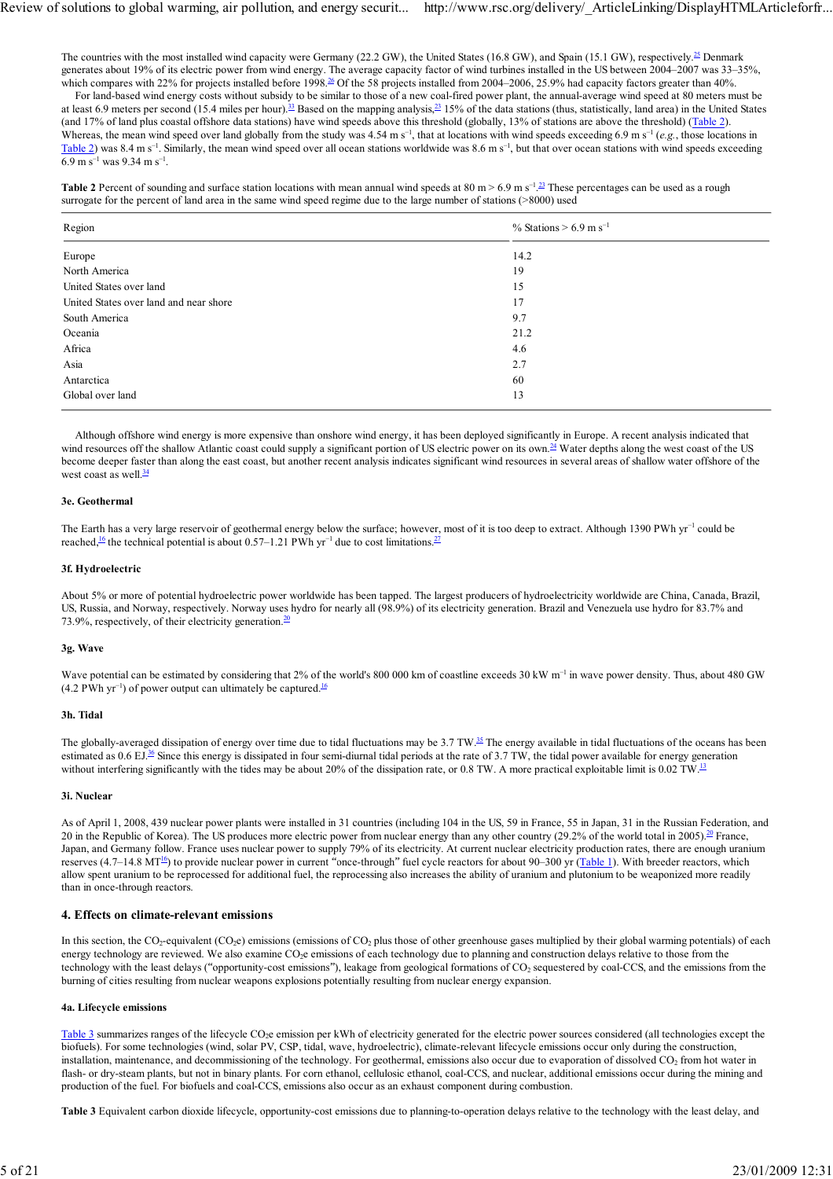The countries with the most installed wind capacity were Germany (22.2 GW), the United States (16.8 GW), and Spain (15.1 GW), respectively.[25] Denmark generates about 19% of its electric power from wind energy. The average capacity factor of wind turbines installed in the US between 2004–2007 was 33–35%, which compares with 22% for projects installed before 1998.[26] Of the 58 projects installed from 2004–2006, 25.9% had capacity factors greater than 40%.

For land-based wind energy costs without subsidy to be similar to those of a new coal-fired power plant, the annual-average wind speed at 80 meters must be at least 6.9 meters per second (15.4 miles per hour).[33] Based on the mapping analysis,[23] 15% of the data stations (thus, statistically, land area) in the United States (and 17% of land plus coastal offshore data stations) have wind speeds above this threshold (globally, 13% of stations are above the threshold) (Table 2). Whereas, the mean wind speed over land globally from the study was 4.54 m s$^{-1}$, that at locations with wind speeds exceeding 6.9 m s$^{-1}$ (*e.g.*, those locations in Table 2) was 8.4 m s$^{-1}$. Similarly, the mean wind speed over all ocean stations worldwide was 8.6 m s$^{-1}$, but that over ocean stations with wind speeds exceeding 6.9 m s$^{-1}$ was 9.34 m s$^{-1}$.

**Table 2** Percent of sounding and surface station locations with mean annual wind speeds at 80 m > 6.9 m s$^{-1}$.[23] These percentages can be used as a rough surrogate for the percent of land area in the same wind speed regime due to the large number of stations (>8000) used

| Region | % Stations > 6.9 m s$^{-1}$ |
|---|---|
| Europe | 14.2 |
| North America | 19 |
| United States over land | 15 |
| United States over land and near shore | 17 |
| South America | 9.7 |
| Oceania | 21.2 |
| Africa | 4.6 |
| Asia | 2.7 |
| Antarctica | 60 |
| Global over land | 13 |

Although offshore wind energy is more expensive than onshore wind energy, it has been deployed significantly in Europe. A recent analysis indicated that wind resources off the shallow Atlantic coast could supply a significant portion of US electric power on its own.[24] Water depths along the west coast of the US become deeper faster than along the east coast, but another recent analysis indicates significant wind resources in several areas of shallow water offshore of the west coast as well.[34]

#### 3e. Geothermal

The Earth has a very large reservoir of geothermal energy below the surface; however, most of it is too deep to extract. Although 1390 PWh yr$^{-1}$ could be reached,[16] the technical potential is about 0.57–1.21 PWh yr$^{-1}$ due to cost limitations.[27]

#### 3f. Hydroelectric

About 5% or more of potential hydroelectric power worldwide has been tapped. The largest producers of hydroelectricity worldwide are China, Canada, Brazil, US, Russia, and Norway, respectively. Norway uses hydro for nearly all (98.9%) of its electricity generation. Brazil and Venezuela use hydro for 83.7% and 73.9%, respectively, of their electricity generation.[20]

#### 3g. Wave

Wave potential can be estimated by considering that 2% of the world's 800 000 km of coastline exceeds 30 kW m$^{-1}$ in wave power density. Thus, about 480 GW (4.2 PWh yr$^{-1}$) of power output can ultimately be captured.[16]

#### 3h. Tidal

The globally-averaged dissipation of energy over time due to tidal fluctuations may be 3.7 TW.[35] The energy available in tidal fluctuations of the oceans has been estimated as 0.6 EJ.[36] Since this energy is dissipated in four semi-diurnal tidal periods at the rate of 3.7 TW, the tidal power available for energy generation without interfering significantly with the tides may be about 20% of the dissipation rate, or 0.8 TW. A more practical exploitable limit is 0.02 TW.[13]

#### 3i. Nuclear

As of April 1, 2008, 439 nuclear power plants were installed in 31 countries (including 104 in the US, 59 in France, 55 in Japan, 31 in the Russian Federation, and 20 in the Republic of Korea). The US produces more electric power from nuclear energy than any other country (29.2% of the world total in 2005).[20] France, Japan, and Germany follow. France uses nuclear power to supply 79% of its electricity. At current nuclear electricity production rates, there are enough uranium reserves (4.7–14.8 MT[16]) to provide nuclear power in current "once-through" fuel cycle reactors for about 90–300 yr (Table 1). With breeder reactors, which allow spent uranium to be reprocessed for additional fuel, the reprocessing also increases the ability of uranium and plutonium to be weaponized more readily than in once-through reactors.

## 4. Effects on climate-relevant emissions

In this section, the $CO_2$-equivalent ($CO_2e$) emissions (emissions of $CO_2$ plus those of other greenhouse gases multiplied by their global warming potentials) of each energy technology are reviewed. We also examine $CO_2e$ emissions of each technology due to planning and construction delays relative to those from the technology with the least delays ("opportunity-cost emissions"), leakage from geological formations of $CO_2$ sequestered by coal-CCS, and the emissions from the burning of cities resulting from nuclear weapons explosions potentially resulting from nuclear energy expansion.

#### 4a. Lifecycle emissions

Table 3 summarizes ranges of the lifecycle $CO_2e$ emission per kWh of electricity generated for the electric power sources considered (all technologies except the biofuels). For some technologies (wind, solar PV, CSP, tidal, wave, hydroelectric), climate-relevant lifecycle emissions occur only during the construction, installation, maintenance, and decommissioning of the technology. For geothermal, emissions also occur due to evaporation of dissolved $CO_2$ from hot water in flash- or dry-steam plants, but not in binary plants. For corn ethanol, cellulosic ethanol, coal-CCS, and nuclear, additional emissions occur during the mining and production of the fuel. For biofuels and coal-CCS, emissions also occur as an exhaust component during combustion.

**Table 3** Equivalent carbon dioxide lifecycle, opportunity-cost emissions due to planning-to-operation delays relative to the technology with the least delay, and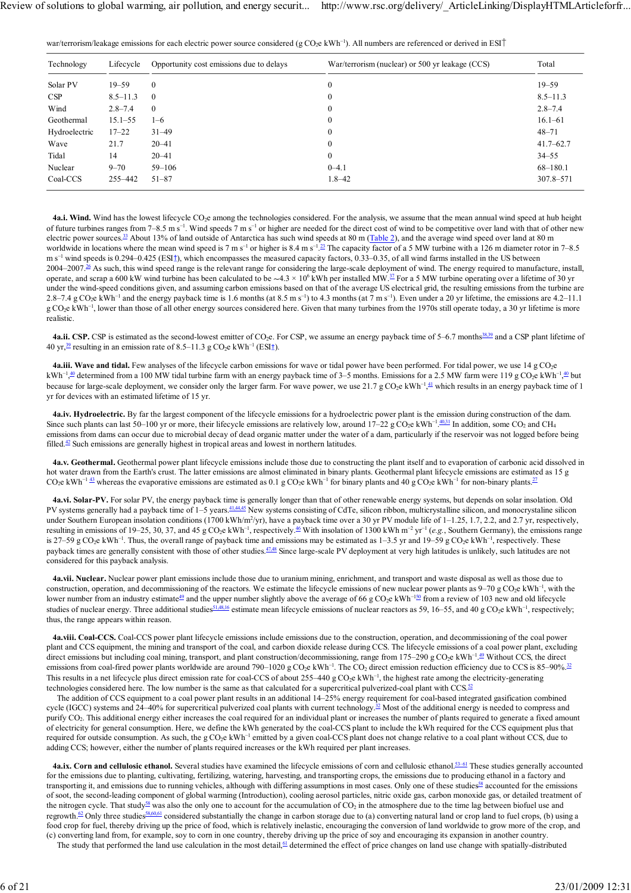war/terrorism/leakage emissions for each electric power source considered (g $CO_2$e $kWh^{-1}$). All numbers are referenced or derived in ESI†

| Technology | Lifecycle | Opportunity cost emissions due to delays | War/terrorism (nuclear) or 500 yr leakage (CCS) | Total |
|---|---|---|---|---|
| Solar PV | 19–59 | 0 | 0 | 19–59 |
| CSP | 8.5–11.3 | 0 | 0 | 8.5–11.3 |
| Wind | 2.8–7.4 | 0 | 0 | 2.8–7.4 |
| Geothermal | 15.1–55 | 1–6 | 0 | 16.1–61 |
| Hydroelectric | 17–22 | 31–49 | 0 | 48–71 |
| Wave | 21.7 | 20–41 | 0 | 41.7–62.7 |
| Tidal | 14 | 20–41 | 0 | 34–55 |
| Nuclear | 9–70 | 59–106 | 0–4.1 | 68–180.1 |
| Coal-CCS | 255–442 | 51–87 | 1.8–42 | 307.8–571 |

**4a.i. Wind.** Wind has the lowest lifecycle $CO_2$e among the technologies considered. For the analysis, we assume that the mean annual wind speed at hub height of future turbines ranges from 7–8.5 m $s^{-1}$. Wind speeds 7 m $s^{-1}$ or higher are needed for the direct cost of wind to be competitive over land with that of other new electric power sources.[33] About 13% of land outside of Antarctica has such wind speeds at 80 m (Table 2), and the average wind speed over land at 80 m worldwide in locations where the mean wind speed is 7 m $s^{-1}$ or higher is 8.4 m $s^{-1}$.[33] The capacity factor of a 5 MW turbine with a 126 m diameter rotor in 7–8.5 m $s^{-1}$ wind speeds is 0.294–0.425 (ESI†), which encompasses the measured capacity factors, 0.33–0.35, of all wind farms installed in the US between 2004–2007.[26] As such, this wind speed range is the relevant range for considering the large-scale deployment of wind. The energy required to manufacture, install, operate, and scrap a 600 kW wind turbine has been calculated to be ~4.3 × $10^6$ kWh per installed MW.[37] For a 5 MW turbine operating over a lifetime of 30 yr under the wind-speed conditions given, and assuming carbon emissions based on that of the average US electrical grid, the resulting emissions from the turbine are 2.8–7.4 g $CO_2$e $kWh^{-1}$ and the energy payback time is 1.6 months (at 8.5 m $s^{-1}$) to 4.3 months (at 7 m $s^{-1}$). Even under a 20 yr lifetime, the emissions are 4.2–11.1 g $CO_2$e $kWh^{-1}$, lower than those of all other energy sources considered here. Given that many turbines from the 1970s still operate today, a 30 yr lifetime is more realistic.

**4a.ii. CSP.** CSP is estimated as the second-lowest emitter of $CO_2$e. For CSP, we assume an energy payback time of 5–6.7 months[38,39] and a CSP plant lifetime of 40 yr,[39] resulting in an emission rate of 8.5–11.3 g $CO_2$e $kWh^{-1}$ (ESI†).

**4a.iii. Wave and tidal.** Few analyses of the lifecycle carbon emissions for wave or tidal power have been performed. For tidal power, we use 14 g $CO_2$e $kWh^{-1}$,[40] determined from a 100 MW tidal turbine farm with an energy payback time of 3–5 months. Emissions for a 2.5 MW farm were 119 g $CO_2$e $kWh^{-1}$,[40] but because for large-scale deployment, we consider only the larger farm. For wave power, we use 21.7 g $CO_2$e $kWh^{-1}$,[41] which results in an energy payback time of 1 yr for devices with an estimated lifetime of 15 yr.

**4a.iv. Hydroelectric.** By far the largest component of the lifecycle emissions for a hydroelectric power plant is the emission during construction of the dam. Since such plants can last 50–100 yr or more, their lifecycle emissions are relatively low, around 17–22 g $CO_2$e $kWh^{-1}$.[40,31] In addition, some $CO_2$ and $CH_4$ emissions from dams can occur due to microbial decay of dead organic matter under the water of a dam, particularly if the reservoir was not logged before being filled.[42] Such emissions are generally highest in tropical areas and lowest in northern latitudes.

**4a.v. Geothermal.** Geothermal power plant lifecycle emissions include those due to constructing the plant itself and to evaporation of carbonic acid dissolved in hot water drawn from the Earth's crust. The latter emissions are almost eliminated in binary plants. Geothermal plant lifecycle emissions are estimated as 15 g $CO_2$e $kWh^{-1}$ [43] whereas the evaporative emissions are estimated as 0.1 g $CO_2$e $kWh^{-1}$ for binary plants and 40 g $CO_2$e $kWh^{-1}$ for non-binary plants.[27]

**4a.vi. Solar-PV.** For solar PV, the energy payback time is generally longer than that of other renewable energy systems, but depends on solar insolation. Old PV systems generally had a payback time of 1–5 years.[41,44,45] New systems consisting of CdTe, silicon ribbon, multicrystalline silicon, and monocrystaline silicon under Southern European insolation conditions (1700 kWh/$m^2$/yr), have a payback time over a 30 yr PV module life of 1–1.25, 1.7, 2.2, and 2.7 yr, respectively, resulting in emissions of 19–25, 30, 37, and 45 g $CO_2$e $kWh^{-1}$, respectively.[46] With insolation of 1300 kWh $m^{-2}$ $yr^{-1}$ (*e.g.*, Southern Germany), the emissions range is 27–59 g $CO_2$e $kWh^{-1}$. Thus, the overall range of payback time and emissions may be estimated as 1–3.5 yr and 19–59 g $CO_2$e $kWh^{-1}$, respectively. These payback times are generally consistent with those of other studies.[47,48] Since large-scale PV deployment at very high latitudes is unlikely, such latitudes are not considered for this payback analysis.

**4a.vii. Nuclear.** Nuclear power plant emissions include those due to uranium mining, enrichment, and transport and waste disposal as well as those due to construction, operation, and decommissioning of the reactors. We estimate the lifecycle emissions of new nuclear power plants as 9–70 g $CO_2$e $kWh^{-1}$, with the lower number from an industry estimate[49] and the upper number slightly above the average of 66 g $CO_2$e $kWh^{-1}$[50] from a review of 103 new and old lifecycle studies of nuclear energy. Three additional studies[51,48,16] estimate mean lifecycle emissions of nuclear reactors as 59, 16–55, and 40 g $CO_2$e $kWh^{-1}$, respectively; thus, the range appears within reason.

**4a.viii. Coal-CCS.** Coal-CCS power plant lifecycle emissions include emissions due to the construction, operation, and decommissioning of the coal power plant and CCS equipment, the mining and transport of the coal, and carbon dioxide release during CCS. The lifecycle emissions of a coal power plant, excluding direct emissions but including coal mining, transport, and plant construction/decommissioning, range from 175–290 g $CO_2$e $kWh^{-1}$.[49] Without CCS, the direct emissions from coal-fired power plants worldwide are around 790–1020 g $CO_2$e $kWh^{-1}$. The $CO_2$ direct emission reduction efficiency due to CCS is 85–90%.[32] This results in a net lifecycle plus direct emission rate for coal-CCS of about 255–440 g $CO_2$e $kWh^{-1}$, the highest rate among the electricity-generating technologies considered here. The low number is the same as that calculated for a supercritical pulverized-coal plant with CCS.[52]

The addition of CCS equipment to a coal power plant results in an additional 14–25% energy requirement for coal-based integrated gasification combined cycle (IGCC) systems and 24–40% for supercritical pulverized coal plants with current technology.[32] Most of the additional energy is needed to compress and purify $CO_2$. This additional energy either increases the coal required for an individual plant or increases the number of plants required to generate a fixed amount of electricity for general consumption. Here, we define the kWh generated by the coal-CCS plant to include the kWh required for the CCS equipment plus that required for outside consumption. As such, the g $CO_2$e $kWh^{-1}$ emitted by a given coal-CCS plant does not change relative to a coal plant without CCS, due to adding CCS; however, either the number of plants required increases or the kWh required per plant increases.

**4a.ix. Corn and cellulosic ethanol.** Several studies have examined the lifecycle emissions of corn and cellulosic ethanol.[53–61] These studies generally accounted for the emissions due to planting, cultivating, fertilizing, watering, harvesting, and transporting crops, the emissions due to producing ethanol in a factory and transporting it, and emissions due to running vehicles, although with differing assumptions in most cases. Only one of these studies[58] accounted for the emissions of soot, the second-leading component of global warming (Introduction), cooling aerosol particles, nitric oxide gas, carbon monoxide gas, or detailed treatment of the nitrogen cycle. That study[58] was also the only one to account for the accumulation of $CO_2$ in the atmosphere due to the time lag between biofuel use and regrowth.[62] Only three studies[58,60,61] considered substantially the change in carbon storage due to (a) converting natural land or crop land to fuel crops, (b) using a food crop for fuel, thereby driving up the price of food, which is relatively inelastic, encouraging the conversion of land worldwide to grow more of the crop, and (c) converting land from, for example, soy to corn in one country, thereby driving up the price of soy and encouraging its expansion in another country.

The study that performed the land use calculation in the most detail,[61] determined the effect of price changes on land use change with spatially-distributed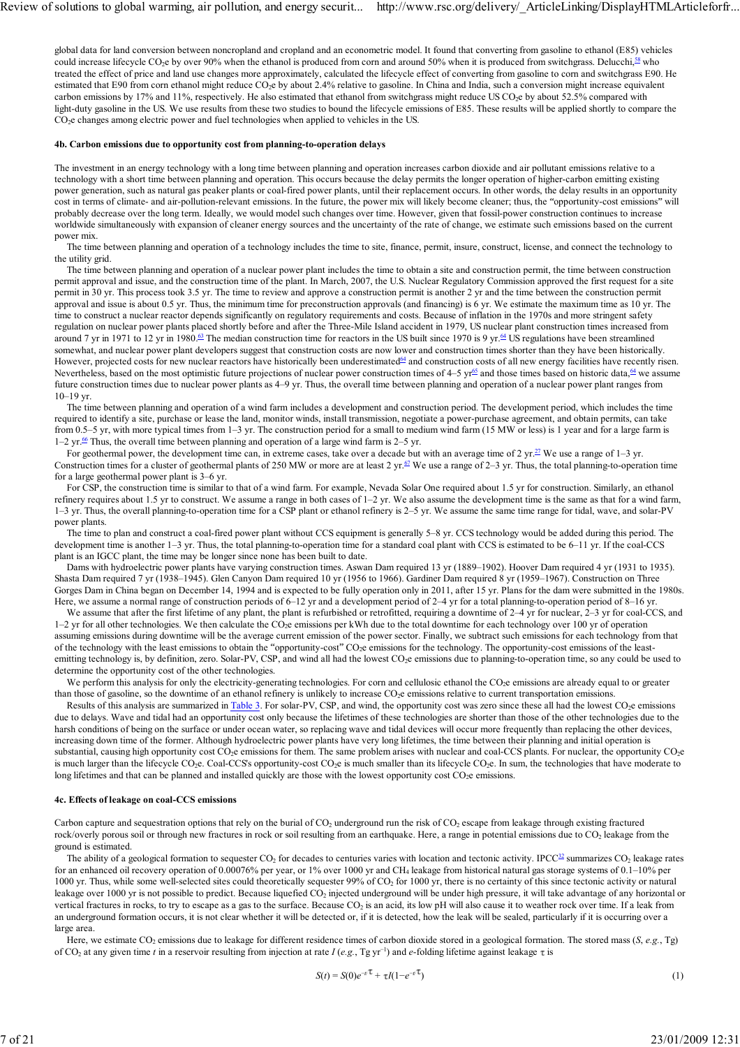global data for land conversion between noncropland and cropland and an econometric model. It found that converting from gasoline to ethanol (E85) vehicles could increase lifecycle $CO_2e$ by over 90% when the ethanol is produced from corn and around 50% when it is produced from switchgrass. Delucchi,[58] who treated the effect of price and land use changes more approximately, calculated the lifecycle effect of converting from gasoline to corn and switchgrass E90. He estimated that E90 from corn ethanol might reduce $CO_2e$ by about 2.4% relative to gasoline. In China and India, such a conversion might increase equivalent carbon emissions by 17% and 11%, respectively. He also estimated that ethanol from switchgrass might reduce US $CO_2e$ by about 52.5% compared with light-duty gasoline in the US. We use results from these two studies to bound the lifecycle emissions of E85. These results will be applied shortly to compare the $CO_2e$ changes among electric power and fuel technologies when applied to vehicles in the US.

#### 4b. Carbon emissions due to opportunity cost from planning-to-operation delays

The investment in an energy technology with a long time between planning and operation increases carbon dioxide and air pollutant emissions relative to a technology with a short time between planning and operation. This occurs because the delay permits the longer operation of higher-carbon emitting existing power generation, such as natural gas peaker plants or coal-fired power plants, until their replacement occurs. In other words, the delay results in an opportunity cost in terms of climate- and air-pollution-relevant emissions. In the future, the power mix will likely become cleaner; thus, the "opportunity-cost emissions" will probably decrease over the long term. Ideally, we would model such changes over time. However, given that fossil-power construction continues to increase worldwide simultaneously with expansion of cleaner energy sources and the uncertainty of the rate of change, we estimate such emissions based on the current power mix.

The time between planning and operation of a technology includes the time to site, finance, permit, insure, construct, license, and connect the technology to the utility grid.

The time between planning and operation of a nuclear power plant includes the time to obtain a site and construction permit, the time between construction permit approval and issue, and the construction time of the plant. In March, 2007, the U.S. Nuclear Regulatory Commission approved the first request for a site permit in 30 yr. This process took 3.5 yr. The time to review and approve a construction permit is another 2 yr and the time between the construction permit approval and issue is about 0.5 yr. Thus, the minimum time for preconstruction approvals (and financing) is 6 yr. We estimate the maximum time as 10 yr. The time to construct a nuclear reactor depends significantly on regulatory requirements and costs. Because of inflation in the 1970s and more stringent safety regulation on nuclear power plants placed shortly before and after the Three-Mile Island accident in 1979, US nuclear plant construction times increased from around 7 yr in 1971 to 12 yr in 1980.[63] The median construction time for reactors in the US built since 1970 is 9 yr.[64] US regulations have been streamlined somewhat, and nuclear power plant developers suggest that construction costs are now lower and construction times shorter than they have been historically. However, projected costs for new nuclear reactors have historically been underestimated[64] and construction costs of all new energy facilities have recently risen. Nevertheless, based on the most optimistic future projections of nuclear power construction times of 4–5 yr[65] and those times based on historic data,[64] we assume future construction times due to nuclear power plants as 4–9 yr. Thus, the overall time between planning and operation of a nuclear power plant ranges from 10–19 yr.

The time between planning and operation of a wind farm includes a development and construction period. The development period, which includes the time required to identify a site, purchase or lease the land, monitor winds, install transmission, negotiate a power-purchase agreement, and obtain permits, can take from 0.5–5 yr, with more typical times from 1–3 yr. The construction period for a small to medium wind farm (15 MW or less) is 1 year and for a large farm is 1–2 yr.[66] Thus, the overall time between planning and operation of a large wind farm is 2–5 yr.

For geothermal power, the development time can, in extreme cases, take over a decade but with an average time of 2 yr.[27] We use a range of 1–3 yr. Construction times for a cluster of geothermal plants of 250 MW or more are at least 2 yr.[67] We use a range of 2–3 yr. Thus, the total planning-to-operation time for a large geothermal power plant is 3–6 yr.

For CSP, the construction time is similar to that of a wind farm. For example, Nevada Solar One required about 1.5 yr for construction. Similarly, an ethanol refinery requires about 1.5 yr to construct. We assume a range in both cases of 1–2 yr. We also assume the development time is the same as that for a wind farm, 1–3 yr. Thus, the overall planning-to-operation time for a CSP plant or ethanol refinery is 2–5 yr. We assume the same time range for tidal, wave, and solar-PV power plants.

The time to plan and construct a coal-fired power plant without CCS equipment is generally 5–8 yr. CCS technology would be added during this period. The development time is another 1–3 yr. Thus, the total planning-to-operation time for a standard coal plant with CCS is estimated to be 6–11 yr. If the coal-CCS plant is an IGCC plant, the time may be longer since none has been built to date.

Dams with hydroelectric power plants have varying construction times. Aswan Dam required 13 yr (1889–1902). Hoover Dam required 4 yr (1931 to 1935). Shasta Dam required 7 yr (1938–1945). Glen Canyon Dam required 10 yr (1956 to 1966). Gardiner Dam required 8 yr (1959–1967). Construction on Three Gorges Dam in China began on December 14, 1994 and is expected to be fully operation only in 2011, after 15 yr. Plans for the dam were submitted in the 1980s. Here, we assume a normal range of construction periods of 6–12 yr and a development period of 2–4 yr for a total planning-to-operation period of 8–16 yr.

We assume that after the first lifetime of any plant, the plant is refurbished or retrofitted, requiring a downtime of 2–4 yr for nuclear, 2–3 yr for coal-CCS, and 1–2 yr for all other technologies. We then calculate the $CO_2e$ emissions per kWh due to the total downtime for each technology over 100 yr of operation assuming emissions during downtime will be the average current emission of the power sector. Finally, we subtract such emissions for each technology from that of the technology with the least emissions to obtain the "opportunity-cost" $CO_2e$ emissions for the technology. The opportunity-cost emissions of the least-emitting technology is, by definition, zero. Solar-PV, CSP, and wind all had the lowest $CO_2e$ emissions due to planning-to-operation time, so any could be used to determine the opportunity cost of the other technologies.

We perform this analysis for only the electricity-generating technologies. For corn and cellulosic ethanol the $CO_2e$ emissions are already equal to or greater than those of gasoline, so the downtime of an ethanol refinery is unlikely to increase $CO_2e$ emissions relative to current transportation emissions.

Results of this analysis are summarized in Table 3. For solar-PV, CSP, and wind, the opportunity cost was zero since these all had the lowest $CO_2e$ emissions due to delays. Wave and tidal had an opportunity cost only because the lifetimes of these technologies are shorter than those of the other technologies due to the harsh conditions of being on the surface or under ocean water, so replacing wave and tidal devices will occur more frequently than replacing the other devices, increasing down time of the former. Although hydroelectric power plants have very long lifetimes, the time between their planning and initial operation is substantial, causing high opportunity cost $CO_2e$ emissions for them. The same problem arises with nuclear and coal-CCS plants. For nuclear, the opportunity $CO_2e$ is much larger than the lifecycle $CO_2e$. Coal-CCS's opportunity-cost $CO_2e$ is much smaller than its lifecycle $CO_2e$. In sum, the technologies that have moderate to long lifetimes and that can be planned and installed quickly are those with the lowest opportunity cost $CO_2e$ emissions.

#### 4c. Effects of leakage on coal-CCS emissions

Carbon capture and sequestration options that rely on the burial of $CO_2$ underground run the risk of $CO_2$ escape from leakage through existing fractured rock/overly porous soil or through new fractures in rock or soil resulting from an earthquake. Here, a range in potential emissions due to $CO_2$ leakage from the ground is estimated.

The ability of a geological formation to sequester $CO_2$ for decades to centuries varies with location and tectonic activity. IPCC[32] summarizes $CO_2$ leakage rates for an enhanced oil recovery operation of 0.00076% per year, or 1% over 1000 yr and $CH_4$ leakage from historical natural gas storage systems of 0.1–10% per 1000 yr. Thus, while some well-selected sites could theoretically sequester 99% of $CO_2$ for 1000 yr, there is no certainty of this since tectonic activity or natural leakage over 1000 yr is not possible to predict. Because liquefied $CO_2$ injected underground will be under high pressure, it will take advantage of any horizontal or vertical fractures in rocks, to try to escape as a gas to the surface. Because $CO_2$ is an acid, its low pH will also cause it to weather rock over time. If a leak from an underground formation occurs, it is not clear whether it will be detected or, if it is detected, how the leak will be sealed, particularly if it is occurring over a large area.

Here, we estimate $CO_2$ emissions due to leakage for different residence times of carbon dioxide stored in a geological formation. The stored mass ($S$, *e.g.*, Tg) of $CO_2$ at any given time $t$ in a reservoir resulting from injection at rate $I$ (*e.g.*, Tg yr$^{-1}$) and *e*-folding lifetime against leakage $\tau$ is

$$S(t) = S(0)e^{-t/\tau} + \tau I(1 - e^{-t/\tau}) \quad (1)$$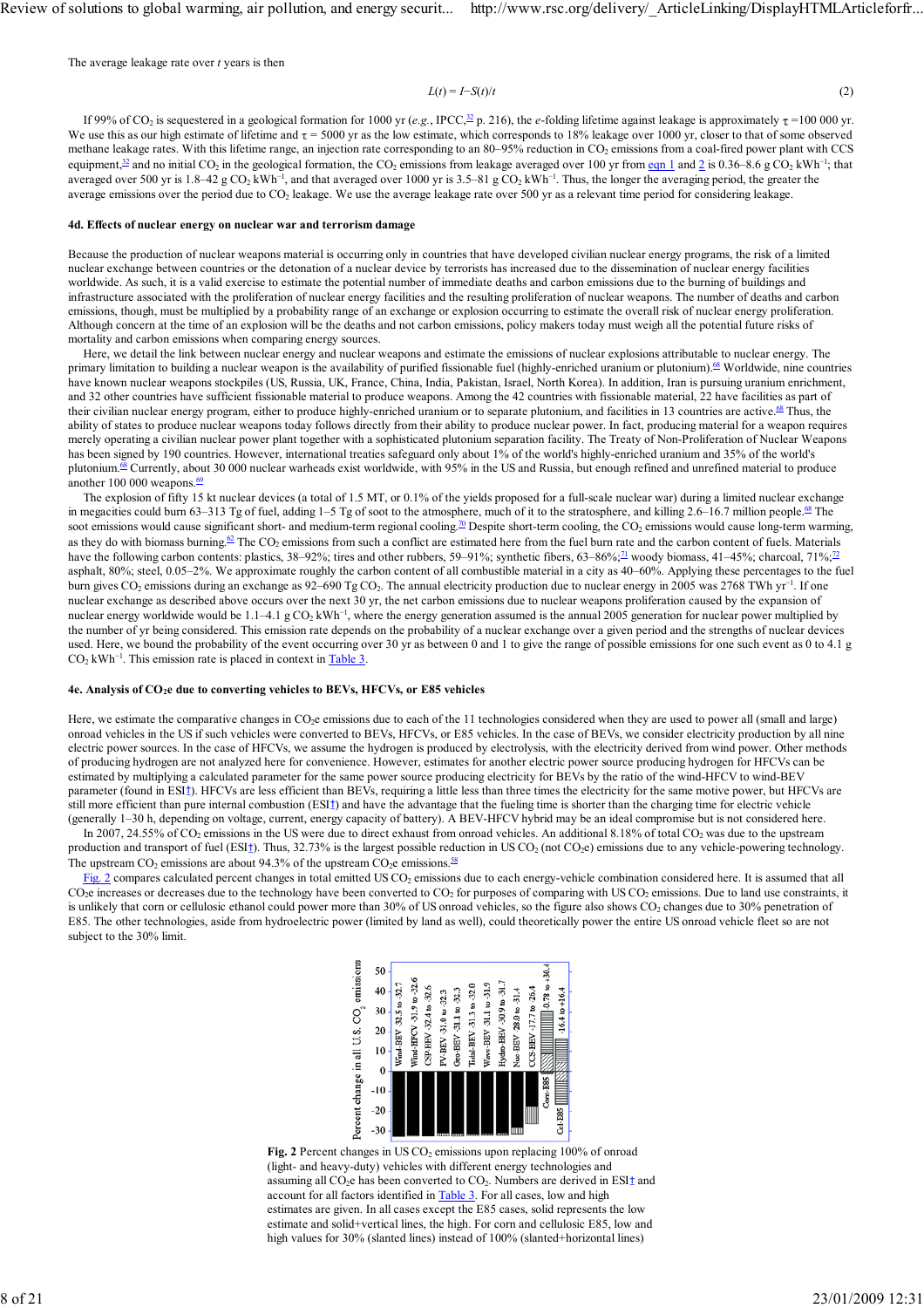The average leakage rate over *t* years is then

$$L(t) = I - S(t)/t \tag{2}$$

If 99% of $CO_2$ is sequestered in a geological formation for 1000 yr (*e.g.*, IPCC,[32] p. 216), the *e*-folding lifetime against leakage is approximately $\tau$ =100 000 yr. We use this as our high estimate of lifetime and $\tau$ = 5000 yr as the low estimate, which corresponds to 18% leakage over 1000 yr, closer to that of some observed methane leakage rates. With this lifetime range, an injection rate corresponding to an 80–95% reduction in $CO_2$ emissions from a coal-fired power plant with CCS equipment,[32] and no initial $CO_2$ in the geological formation, the $CO_2$ emissions from leakage averaged over 100 yr from eqn 1 and 2 is 0.36–8.6 g $CO_2$ $kWh^{-1}$; that averaged over 500 yr is 1.8–42 g $CO_2$ $kWh^{-1}$, and that averaged over 1000 yr is 3.5–81 g $CO_2$ $kWh^{-1}$. Thus, the longer the averaging period, the greater the average emissions over the period due to $CO_2$ leakage. We use the average leakage rate over 500 yr as a relevant time period for considering leakage.

#### 4d. Effects of nuclear energy on nuclear war and terrorism damage

Because the production of nuclear weapons material is occurring only in countries that have developed civilian nuclear energy programs, the risk of a limited nuclear exchange between countries or the detonation of a nuclear device by terrorists has increased due to the dissemination of nuclear energy facilities worldwide. As such, it is a valid exercise to estimate the potential number of immediate deaths and carbon emissions due to the burning of buildings and infrastructure associated with the proliferation of nuclear energy facilities and the resulting proliferation of nuclear weapons. The number of deaths and carbon emissions, though, must be multiplied by a probability range of an exchange or explosion occurring to estimate the overall risk of nuclear energy proliferation. Although concern at the time of an explosion will be the deaths and not carbon emissions, policy makers today must weigh all the potential future risks of mortality and carbon emissions when comparing energy sources.

Here, we detail the link between nuclear energy and nuclear weapons and estimate the emissions of nuclear explosions attributable to nuclear energy. The primary limitation to building a nuclear weapon is the availability of purified fissionable fuel (highly-enriched uranium or plutonium).[68] Worldwide, nine countries have known nuclear weapons stockpiles (US, Russia, UK, France, China, India, Pakistan, Israel, North Korea). In addition, Iran is pursuing uranium enrichment, and 32 other countries have sufficient fissionable material to produce weapons. Among the 42 countries with fissionable material, 22 have facilities as part of their civilian nuclear energy program, either to produce highly-enriched uranium or to separate plutonium, and facilities in 13 countries are active.[68] Thus, the ability of states to produce nuclear weapons today follows directly from their ability to produce nuclear power. In fact, producing material for a weapon requires merely operating a civilian nuclear power plant together with a sophisticated plutonium separation facility. The Treaty of Non-Proliferation of Nuclear Weapons has been signed by 190 countries. However, international treaties safeguard only about 1% of the world's highly-enriched uranium and 35% of the world's plutonium.[68] Currently, about 30 000 nuclear warheads exist worldwide, with 95% in the US and Russia, but enough refined and unrefined material to produce another 100 000 weapons.[69]

The explosion of fifty 15 kt nuclear devices (a total of 1.5 MT, or 0.1% of the yields proposed for a full-scale nuclear war) during a limited nuclear exchange in megacities could burn 63–313 Tg of fuel, adding 1–5 Tg of soot to the atmosphere, much of it to the stratosphere, and killing 2.6–16.7 million people.[68] The soot emissions would cause significant short- and medium-term regional cooling.[70] Despite short-term cooling, the $CO_2$ emissions would cause long-term warming, as they do with biomass burning.[62] The $CO_2$ emissions from such a conflict are estimated here from the fuel burn rate and the carbon content of fuels. Materials have the following carbon contents: plastics, 38–92%; tires and other rubbers, 59–91%; synthetic fibers, 63–86%;[71] woody biomass, 41–45%; charcoal, 71%;[72] asphalt, 80%; steel, 0.05–2%. We approximate roughly the carbon content of all combustible material in a city as 40–60%. Applying these percentages to the fuel burn gives $CO_2$ emissions during an exchange as 92–690 Tg $CO_2$. The annual electricity production due to nuclear energy in 2005 was 2768 TWh $yr^{-1}$. If one nuclear exchange as described above occurs over the next 30 yr, the net carbon emissions due to nuclear weapons proliferation caused by the expansion of nuclear energy worldwide would be 1.1–4.1 g $CO_2$ $kWh^{-1}$, where the energy generation assumed is the annual 2005 generation for nuclear power multiplied by the number of yr being considered. This emission rate depends on the probability of a nuclear exchange over a given period and the strengths of nuclear devices used. Here, we bound the probability of the event occurring over 30 yr as between 0 and 1 to give the range of possible emissions for one such event as 0 to 4.1 g $CO_2$ $kWh^{-1}$. This emission rate is placed in context in Table 3.

#### 4e. Analysis of $CO_2e$ due to converting vehicles to BEVs, HFCVs, or E85 vehicles

Here, we estimate the comparative changes in $CO_2e$ emissions due to each of the 11 technologies considered when they are used to power all (small and large) onroad vehicles in the US if such vehicles were converted to BEVs, HFCVs, or E85 vehicles. In the case of BEVs, we consider electricity production by all nine electric power sources. In the case of HFCVs, we assume the hydrogen is produced by electrolysis, with the electricity derived from wind power. Other methods of producing hydrogen are not analyzed here for convenience. However, estimates for another electric power source producing hydrogen for HFCVs can be estimated by multiplying a calculated parameter for the same power source producing electricity for BEVs by the ratio of the wind-HFCV to wind-BEV parameter (found in ESI†). HFCVs are less efficient than BEVs, requiring a little less than three times the electricity for the same motive power, but HFCVs are still more efficient than pure internal combustion (ESI†) and have the advantage that the fueling time is shorter than the charging time for electric vehicle (generally 1–30 h, depending on voltage, current, energy capacity of battery). A BEV-HFCV hybrid may be an ideal compromise but is not considered here.

In 2007, 24.55% of $CO_2$ emissions in the US were due to direct exhaust from onroad vehicles. An additional 8.18% of total $CO_2$ was due to the upstream production and transport of fuel (ESI†). Thus, 32.73% is the largest possible reduction in US $CO_2$ (not $CO_2e$) emissions due to any vehicle-powering technology. The upstream $CO_2$ emissions are about 94.3% of the upstream $CO_2e$ emissions.[58]

Fig. 2 compares calculated percent changes in total emitted US $CO_2$ emissions due to each energy-vehicle combination considered here. It is assumed that all $CO_2e$ increases or decreases due to the technology have been converted to $CO_2$ for purposes of comparing with US $CO_2$ emissions. Due to land use constraints, it is unlikely that corn or cellulosic ethanol could power more than 30% of US onroad vehicles, so the figure also shows $CO_2$ changes due to 30% penetration of E85. The other technologies, aside from hydroelectric power (limited by land as well), could theoretically power the entire US onroad vehicle fleet so are not subject to the 30% limit.

Percent change in all U.S. $CO_2$ emissions
50
40
30
20
10
0
-10
-20
-30
Wind-BEV -32.5 to -32.7
Wind-HFCV -31.9 to -32.6
CSP-BEV -32.4 to -32.6
PV-BEV -31.0 to -32.3
Geo-BEV -31.1 to -32.3
Tidal-BEV -31.3 to -32.0
Wave-BEV -31.1 to -31.9
Hydro-BEV -30.9 to -31.7
Nuc-BEV -28.0 to -31.4
CCS-BEV -17.7 to -26.4
Corn-E85
0.78 to +30.4
Cel-E85
-16.4 to +16.4

**Fig. 2** Percent changes in US $CO_2$ emissions upon replacing 100% of onroad (light- and heavy-duty) vehicles with different energy technologies and assuming all $CO_2e$ has been converted to $CO_2$. Numbers are derived in ESI† and account for all factors identified in Table 3. For all cases, low and high estimates are given. In all cases except the E85 cases, solid represents the low estimate and solid+vertical lines, the high. For corn and cellulosic E85, low and high values for 30% (slanted lines) instead of 100% (slanted+horizontal lines)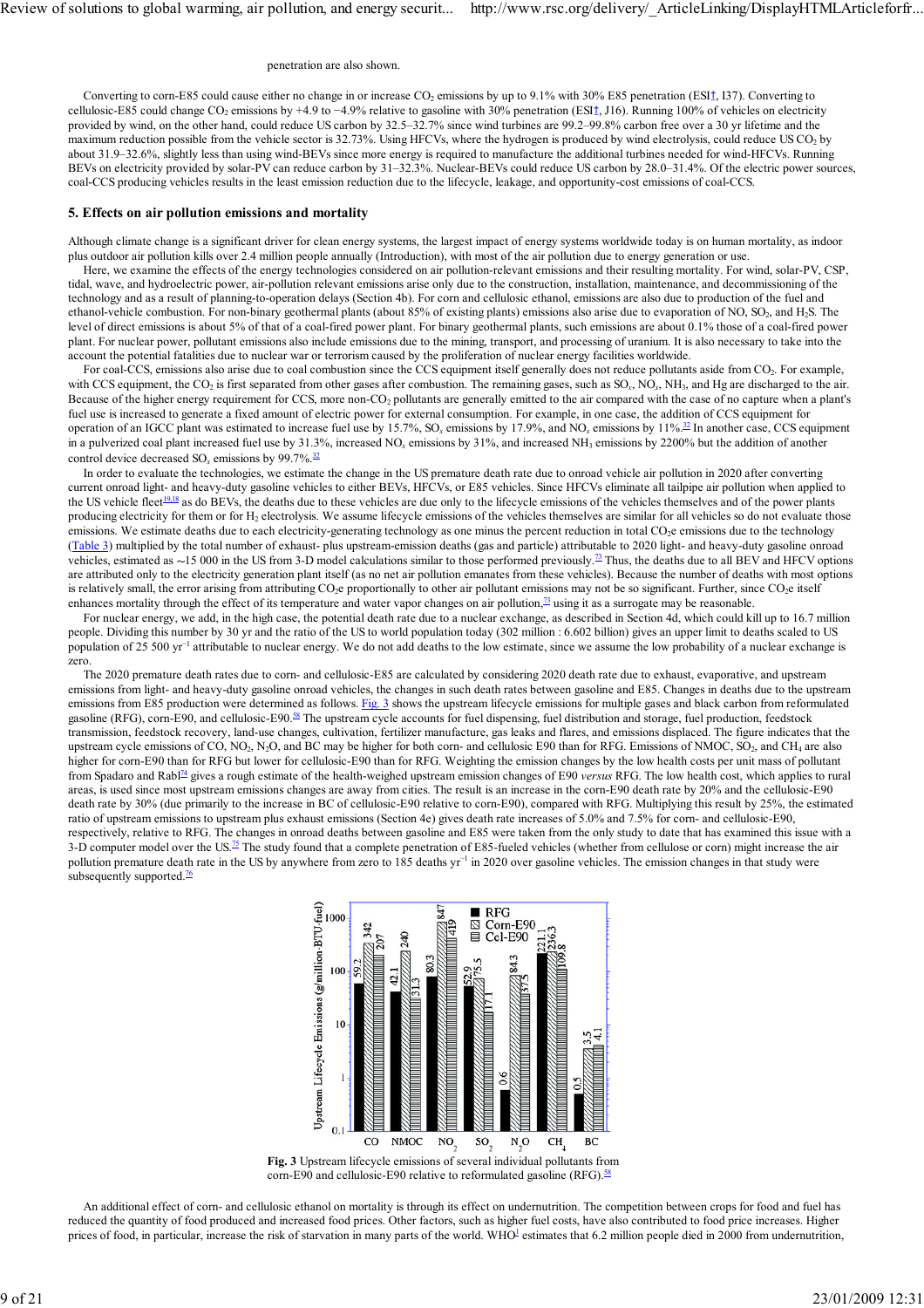penetration are also shown.

Converting to corn-E85 could cause either no change in or increase $CO_2$ emissions by up to 9.1% with 30% E85 penetration (ESI†, I37). Converting to cellulosic-E85 could change $CO_2$ emissions by +4.9 to −4.9% relative to gasoline with 30% penetration (ESI†, J16). Running 100% of vehicles on electricity provided by wind, on the other hand, could reduce US carbon by 32.5–32.7% since wind turbines are 99.2–99.8% carbon free over a 30 yr lifetime and the maximum reduction possible from the vehicle sector is 32.73%. Using HFCVs, where the hydrogen is produced by wind electrolysis, could reduce US $CO_2$ by about 31.9–32.6%, slightly less than using wind-BEVs since more energy is required to manufacture the additional turbines needed for wind-HFCVs. Running BEVs on electricity provided by solar-PV can reduce carbon by 31–32.3%. Nuclear-BEVs could reduce US carbon by 28.0–31.4%. Of the electric power sources, coal-CCS producing vehicles results in the least emission reduction due to the lifecycle, leakage, and opportunity-cost emissions of coal-CCS.

## 5. Effects on air pollution emissions and mortality

Although climate change is a significant driver for clean energy systems, the largest impact of energy systems worldwide today is on human mortality, as indoor plus outdoor air pollution kills over 2.4 million people annually (Introduction), with most of the air pollution due to energy generation or use.

Here, we examine the effects of the energy technologies considered on air pollution-relevant emissions and their resulting mortality. For wind, solar-PV, CSP, tidal, wave, and hydroelectric power, air-pollution relevant emissions arise only due to the construction, installation, maintenance, and decommissioning of the technology and as a result of planning-to-operation delays (Section 4b). For corn and cellulosic ethanol, emissions are also due to production of the fuel and ethanol-vehicle combustion. For non-binary geothermal plants (about 85% of existing plants) emissions also arise due to evaporation of NO, $SO_2$, and $H_2S$. The level of direct emissions is about 5% of that of a coal-fired power plant. For binary geothermal plants, such emissions are about 0.1% those of a coal-fired power plant. For nuclear power, pollutant emissions also include emissions due to the mining, transport, and processing of uranium. It is also necessary to take into the account the potential fatalities due to nuclear war or terrorism caused by the proliferation of nuclear energy facilities worldwide.

For coal-CCS, emissions also arise due to coal combustion since the CCS equipment itself generally does not reduce pollutants aside from $CO_2$. For example, with CCS equipment, the $CO_2$ is first separated from other gases after combustion. The remaining gases, such as $SO_x$, $NO_x$, $NH_3$, and Hg are discharged to the air. Because of the higher energy requirement for CCS, more non-$CO_2$ pollutants are generally emitted to the air compared with the case of no capture when a plant's fuel use is increased to generate a fixed amount of electric power for external consumption. For example, in one case, the addition of CCS equipment for operation of an IGCC plant was estimated to increase fuel use by 15.7%, $SO_x$ emissions by 17.9%, and $NO_x$ emissions by 11%.[32] In another case, CCS equipment in a pulverized coal plant increased fuel use by 31.3%, increased $NO_x$ emissions by 31%, and increased $NH_3$ emissions by 2200% but the addition of another control device decreased $SO_x$ emissions by 99.7%.[32]

In order to evaluate the technologies, we estimate the change in the US premature death rate due to onroad vehicle air pollution in 2020 after converting current onroad light- and heavy-duty gasoline vehicles to either BEVs, HFCVs, or E85 vehicles. Since HFCVs eliminate all tailpipe air pollution when applied to the US vehicle fleet[19,18] as do BEVs, the deaths due to these vehicles are due only to the lifecycle emissions of the vehicles themselves and of the power plants producing electricity for them or for $H_2$ electrolysis. We assume lifecycle emissions of the vehicles themselves are similar for all vehicles so do not evaluate those emissions. We estimate deaths due to each electricity-generating technology as one minus the percent reduction in total $CO_2e$ emissions due to the technology (Table 3) multiplied by the total number of exhaust- plus upstream-emission deaths (gas and particle) attributable to 2020 light- and heavy-duty gasoline onroad vehicles, estimated as ~15 000 in the US from 3-D model calculations similar to those performed previously.[73] Thus, the deaths due to all BEV and HFCV options are attributed only to the electricity generation plant itself (as no net air pollution emanates from these vehicles). Because the number of deaths with most options is relatively small, the error arising from attributing $CO_2e$ proportionally to other air pollutant emissions may not be so significant. Further, since $CO_2e$ itself enhances mortality through the effect of its temperature and water vapor changes on air pollution,[73] using it as a surrogate may be reasonable.

For nuclear energy, we add, in the high case, the potential death rate due to a nuclear exchange, as described in Section 4d, which could kill up to 16.7 million people. Dividing this number by 30 yr and the ratio of the US to world population today (302 million : 6.602 billion) gives an upper limit to deaths scaled to US population of 25 500 $yr^{-1}$ attributable to nuclear energy. We do not add deaths to the low estimate, since we assume the low probability of a nuclear exchange is zero.

The 2020 premature death rates due to corn- and cellulosic-E85 are calculated by considering 2020 death rate due to exhaust, evaporative, and upstream emissions from light- and heavy-duty gasoline onroad vehicles, the changes in such death rates between gasoline and E85. Changes in deaths due to the upstream emissions from E85 production were determined as follows. Fig. 3 shows the upstream lifecycle emissions for multiple gases and black carbon from reformulated gasoline (RFG), corn-E90, and cellulosic-E90.[58] The upstream cycle accounts for fuel dispensing, fuel distribution and storage, fuel production, feedstock transmission, feedstock recovery, land-use changes, cultivation, fertilizer manufacture, gas leaks and flares, and emissions displaced. The figure indicates that the upstream cycle emissions of CO, $NO_2$, $N_2O$, and BC may be higher for both corn- and cellulosic E90 than for RFG. Emissions of NMOC, $SO_2$, and $CH_4$ are also higher for corn-E90 than for RFG but lower for cellulosic-E90 than for RFG. Weighting the emission changes by the low health costs per unit mass of pollutant from Spadaro and Rabl[74] gives a rough estimate of the health-weighed upstream emission changes of E90 *versus* RFG. The low health cost, which applies to rural areas, is used since most upstream emissions changes are away from cities. The result is an increase in the corn-E90 death rate by 20% and the cellulosic-E90 death rate by 30% (due primarily to the increase in BC of cellulosic-E90 relative to corn-E90), compared with RFG. Multiplying this result by 25%, the estimated ratio of upstream emissions to upstream plus exhaust emissions (Section 4e) gives death rate increases of 5.0% and 7.5% for corn- and cellulosic-E90, respectively, relative to RFG. The changes in onroad deaths between gasoline and E85 were taken from the only study to date that has examined this issue with a 3-D computer model over the US.[75] The study found that a complete penetration of E85-fueled vehicles (whether from cellulose or corn) might increase the air pollution premature death rate in the US by anywhere from zero to 185 deaths $yr^{-1}$ in 2020 over gasoline vehicles. The emission changes in that study were subsequently supported.[76]

Fig. 3 Upstream lifecycle emissions of several individual pollutants from corn-E90 and cellulosic-E90 relative to reformulated gasoline (RFG).[58]

An additional effect of corn- and cellulosic ethanol on mortality is through its effect on undernutrition. The competition between crops for food and fuel has reduced the quantity of food produced and increased food prices. Other factors, such as higher fuel costs, have also contributed to food price increases. Higher prices of food, in particular, increase the risk of starvation in many parts of the world. WHO[1] estimates that 6.2 million people died in 2000 from undernutrition,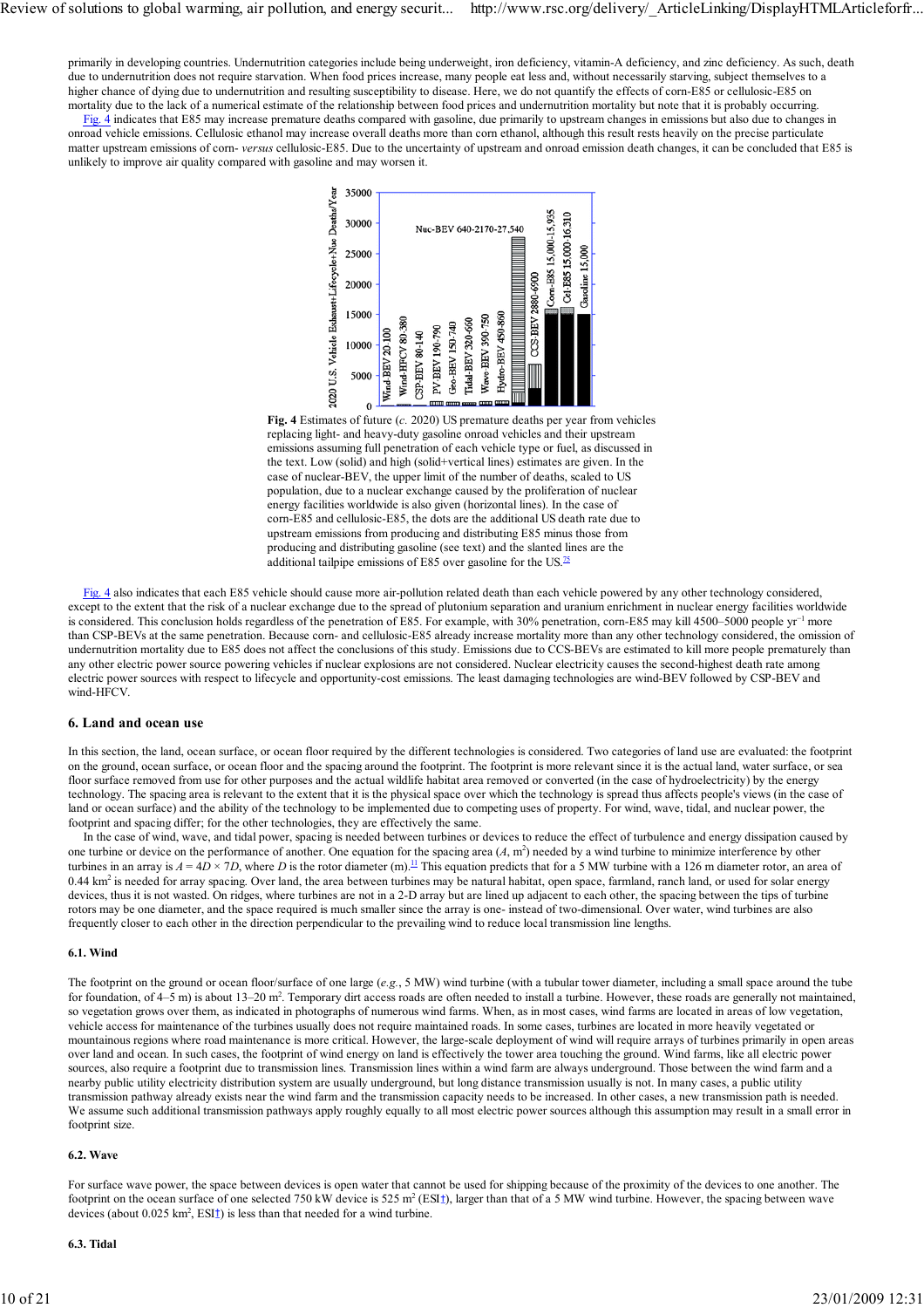primarily in developing countries. Undernutrition categories include being underweight, iron deficiency, vitamin-A deficiency, and zinc deficiency. As such, death due to undernutrition does not require starvation. When food prices increase, many people eat less and, without necessarily starving, subject themselves to a higher chance of dying due to undernutrition and resulting susceptibility to disease. Here, we do not quantify the effects of corn-E85 or cellulosic-E85 on mortality due to the lack of a numerical estimate of the relationship between food prices and undernutrition mortality but note that it is probably occurring.

Fig. 4 indicates that E85 may increase premature deaths compared with gasoline, due primarily to upstream changes in emissions but also due to changes in onroad vehicle emissions. Cellulosic ethanol may increase overall deaths more than corn ethanol, although this result rests heavily on the precise particulate matter upstream emissions of corn- *versus* cellulosic-E85. Due to the uncertainty of upstream and onroad emission death changes, it can be concluded that E85 is unlikely to improve air quality compared with gasoline and may worsen it.

2020 U.S. Vehicle Exhaust+Lifecycle+Nuc Deaths/Year

35000
30000
25000
20000
15000
10000
5000
0

Wind-BEV 20-100
Wind-HFCV 80-380
CSP-BEV 80-140
PV-BEV 190-790
Geo-BEV 150-740
Tidal-BEV 320-650
Wave-BEV 390-750
Hydro-BEV 450-860
Nuc-BEV 640-2170-27,540
CCS-BEV 2880-6900
Corn-E85 15,000-15,935
Cel-E85 15,000-16,310
Gasoline 15,000

**Fig. 4** Estimates of future (*c.* 2020) US premature deaths per year from vehicles replacing light- and heavy-duty gasoline onroad vehicles and their upstream emissions assuming full penetration of each vehicle type or fuel, as discussed in the text. Low (solid) and high (solid+vertical lines) estimates are given. In the case of nuclear-BEV, the upper limit of the number of deaths, scaled to US population, due to a nuclear exchange caused by the proliferation of nuclear energy facilities worldwide is also given (horizontal lines). In the case of corn-E85 and cellulosic-E85, the dots are the additional US death rate due to upstream emissions from producing and distributing E85 minus those from producing and distributing gasoline (see text) and the slanted lines are the additional tailpipe emissions of E85 over gasoline for the US.[75]

Fig. 4 also indicates that each E85 vehicle should cause more air-pollution related death than each vehicle powered by any other technology considered, except to the extent that the risk of a nuclear exchange due to the spread of plutonium separation and uranium enrichment in nuclear energy facilities worldwide is considered. This conclusion holds regardless of the penetration of E85. For example, with 30% penetration, corn-E85 may kill 4500–5000 people $yr^{-1}$ more than CSP-BEVs at the same penetration. Because corn- and cellulosic-E85 already increase mortality more than any other technology considered, the omission of undernutrition mortality due to E85 does not affect the conclusions of this study. Emissions due to CCS-BEVs are estimated to kill more people prematurely than any other electric power source powering vehicles if nuclear explosions are not considered. Nuclear electricity causes the second-highest death rate among electric power sources with respect to lifecycle and opportunity-cost emissions. The least damaging technologies are wind-BEV followed by CSP-BEV and wind-HFCV.

## 6. Land and ocean use

In this section, the land, ocean surface, or ocean floor required by the different technologies is considered. Two categories of land use are evaluated: the footprint on the ground, ocean surface, or ocean floor and the spacing around the footprint. The footprint is more relevant since it is the actual land, water surface, or sea floor surface removed from use for other purposes and the actual wildlife habitat area removed or converted (in the case of hydroelectricity) by the energy technology. The spacing area is relevant to the extent that it is the physical space over which the technology is spread thus affects people's views (in the case of land or ocean surface) and the ability of the technology to be implemented due to competing uses of property. For wind, wave, tidal, and nuclear power, the footprint and spacing differ; for the other technologies, they are effectively the same.

In the case of wind, wave, and tidal power, spacing is needed between turbines or devices to reduce the effect of turbulence and energy dissipation caused by one turbine or device on the performance of another. One equation for the spacing area ($A$, $m^2$) needed by a wind turbine to minimize interference by other turbines in an array is $A = 4D \times 7D$, where $D$ is the rotor diameter (m).[11] This equation predicts that for a 5 MW turbine with a 126 m diameter rotor, an area of 0.44 $km^2$ is needed for array spacing. Over land, the area between turbines may be natural habitat, open space, farmland, ranch land, or used for solar energy devices, thus it is not wasted. On ridges, where turbines are not in a 2-D array but are lined up adjacent to each other, the spacing between the tips of turbine rotors may be one diameter, and the space required is much smaller since the array is one- instead of two-dimensional. Over water, wind turbines are also frequently closer to each other in the direction perpendicular to the prevailing wind to reduce local transmission line lengths.

### 6.1. Wind

The footprint on the ground or ocean floor/surface of one large (*e.g.*, 5 MW) wind turbine (with a tubular tower diameter, including a small space around the tube for foundation, of 4–5 m) is about 13–20 $m^2$. Temporary dirt access roads are often needed to install a turbine. However, these roads are generally not maintained, so vegetation grows over them, as indicated in photographs of numerous wind farms. When, as in most cases, wind farms are located in areas of low vegetation, vehicle access for maintenance of the turbines usually does not require maintained roads. In some cases, turbines are located in more heavily vegetated or mountainous regions where road maintenance is more critical. However, the large-scale deployment of wind will require arrays of turbines primarily in open areas over land and ocean. In such cases, the footprint of wind energy on land is effectively the tower area touching the ground. Wind farms, like all electric power sources, also require a footprint due to transmission lines. Transmission lines within a wind farm are always underground. Those between the wind farm and a nearby public utility electricity distribution system are usually underground, but long distance transmission usually is not. In many cases, a public utility transmission pathway already exists near the wind farm and the transmission capacity needs to be increased. In other cases, a new transmission path is needed. We assume such additional transmission pathways apply roughly equally to all most electric power sources although this assumption may result in a small error in footprint size.

### 6.2. Wave

For surface wave power, the space between devices is open water that cannot be used for shipping because of the proximity of the devices to one another. The footprint on the ocean surface of one selected 750 kW device is 525 $m^2$ (ESI†), larger than that of a 5 MW wind turbine. However, the spacing between wave devices (about 0.025 $km^2$, ESI†) is less than that needed for a wind turbine.

### 6.3. Tidal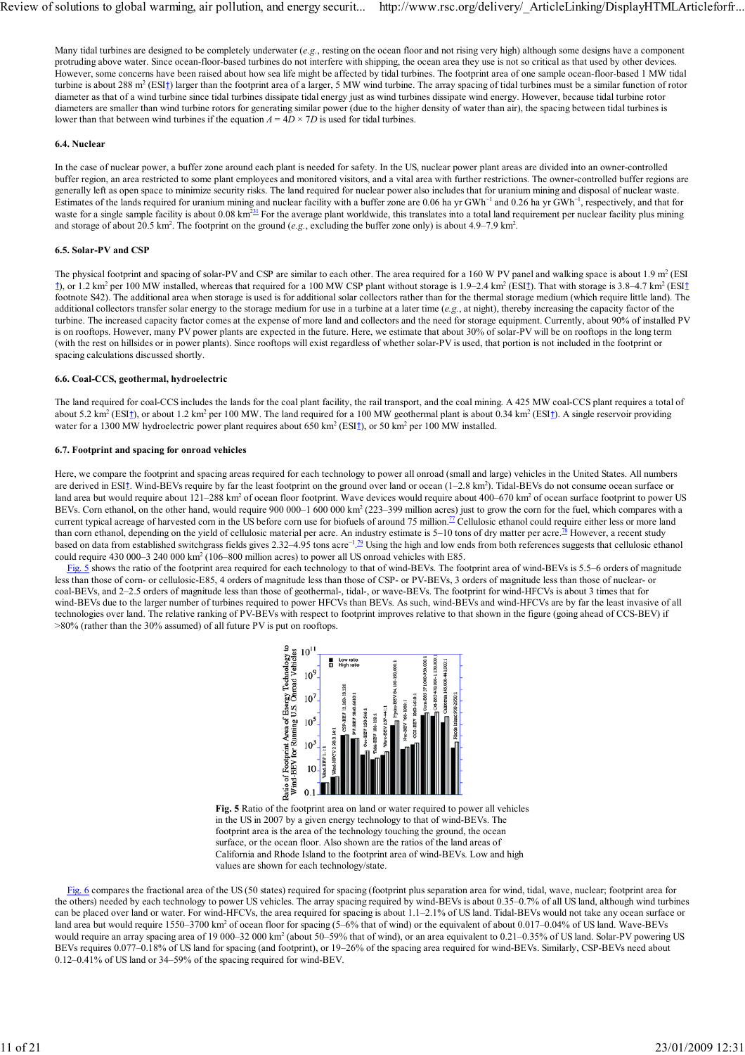Many tidal turbines are designed to be completely underwater (*e.g.*, resting on the ocean floor and not rising very high) although some designs have a component protruding above water. Since ocean-floor-based turbines do not interfere with shipping, the ocean area they use is not so critical as that used by other devices. However, some concerns have been raised about how sea life might be affected by tidal turbines. The footprint area of one sample ocean-floor-based 1 MW tidal turbine is about 288 $m^2$ (ESI†) larger than the footprint area of a larger, 5 MW wind turbine. The array spacing of tidal turbines must be a similar function of rotor diameter as that of a wind turbine since tidal turbines dissipate tidal energy just as wind turbines dissipate wind energy. However, because tidal turbine rotor diameters are smaller than wind turbine rotors for generating similar power (due to the higher density of water than air), the spacing between tidal turbines is lower than that between wind turbines if the equation $A = 4D \times 7D$ is used for tidal turbines.

#### 6.4. Nuclear

In the case of nuclear power, a buffer zone around each plant is needed for safety. In the US, nuclear power plant areas are divided into an owner-controlled buffer region, an area restricted to some plant employees and monitored visitors, and a vital area with further restrictions. The owner-controlled buffer regions are generally left as open space to minimize security risks. The land required for nuclear power also includes that for uranium mining and disposal of nuclear waste. Estimates of the lands required for uranium mining and nuclear facility with a buffer zone are 0.06 ha yr $GWh^{-1}$ and 0.26 ha yr $GWh^{-1}$, respectively, and that for waste for a single sample facility is about 0.08 $km^2$.[71] For the average plant worldwide, this translates into a total land requirement per nuclear facility plus mining and storage of about 20.5 $km^2$. The footprint on the ground (*e.g.*, excluding the buffer zone only) is about 4.9–7.9 $km^2$.

#### 6.5. Solar-PV and CSP

The physical footprint and spacing of solar-PV and CSP are similar to each other. The area required for a 160 W PV panel and walking space is about 1.9 $m^2$ (ESI †), or 1.2 $km^2$ per 100 MW installed, whereas that required for a 100 MW CSP plant without storage is 1.9–2.4 $km^2$ (ESI†). That with storage is 3.8–4.7 $km^2$ (ESI† footnote S42). The additional area when storage is used is for additional solar collectors rather than for the thermal storage medium (which require little land). The additional collectors transfer solar energy to the storage medium for use in a turbine at a later time (*e.g.*, at night), thereby increasing the capacity factor of the turbine. The increased capacity factor comes at the expense of more land and collectors and the need for storage equipment. Currently, about 90% of installed PV is on rooftops. However, many PV power plants are expected in the future. Here, we estimate that about 30% of solar-PV will be on rooftops in the long term (with the rest on hillsides or in power plants). Since rooftops will exist regardless of whether solar-PV is used, that portion is not included in the footprint or spacing calculations discussed shortly.

#### 6.6. Coal-CCS, geothermal, hydroelectric

The land required for coal-CCS includes the lands for the coal plant facility, the rail transport, and the coal mining. A 425 MW coal-CCS plant requires a total of about 5.2 $km^2$ (ESI†), or about 1.2 $km^2$ per 100 MW. The land required for a 100 MW geothermal plant is about 0.34 $km^2$ (ESI†). A single reservoir providing water for a 1300 MW hydroelectric power plant requires about 650 $km^2$ (ESI†), or 50 $km^2$ per 100 MW installed.

#### 6.7. Footprint and spacing for onroad vehicles

Here, we compare the footprint and spacing areas required for each technology to power all onroad (small and large) vehicles in the United States. All numbers are derived in ESI†. Wind-BEVs require by far the least footprint on the ground over land or ocean (1–2.8 $km^2$). Tidal-BEVs do not consume ocean surface or land area but would require about 121–288 $km^2$ of ocean floor footprint. Wave devices would require about 400–670 $km^2$ of ocean surface footprint to power US BEVs. Corn ethanol, on the other hand, would require 900 000–1 600 000 $km^2$ (223–399 million acres) just to grow the corn for the fuel, which compares with a current typical acreage of harvested corn in the US before corn use for biofuels of around 75 million.[77] Cellulosic ethanol could require either less or more land than corn ethanol, depending on the yield of cellulosic material per acre. An industry estimate is 5–10 tons of dry matter per acre.[78] However, a recent study based on data from established switchgrass fields gives 2.32–4.95 tons $acre^{-1}$.[79] Using the high and low ends from both references suggests that cellulosic ethanol could require 430 000–3 240 000 $km^2$ (106–800 million acres) to power all US onroad vehicles with E85.

Fig. 5 shows the ratio of the footprint area required for each technology to that of wind-BEVs. The footprint area of wind-BEVs is 5.5–6 orders of magnitude less than those of corn- or cellulosic-E85, 4 orders of magnitude less than those of CSP- or PV-BEVs, 3 orders of magnitude less than those of nuclear- or coal-BEVs, and 2–2.5 orders of magnitude less than those of geothermal-, tidal-, or wave-BEVs. The footprint for wind-HFCVs is about 3 times that for wind-BEVs due to the larger number of turbines required to power HFCVs than BEVs. As such, wind-BEVs and wind-HFCVs are by far the least invasive of all technologies over land. The relative ranking of PV-BEVs with respect to footprint improves relative to that shown in the figure (going ahead of CCS-BEV) if >80% (rather than the 30% assumed) of all future PV is put on rooftops.

**Fig. 5** Ratio of the footprint area on land or water required to power all vehicles in the US in 2007 by a given energy technology to that of wind-BEVs. The footprint area is the area of the technology touching the ground, the ocean surface, or the ocean floor. Also shown are the ratios of the land areas of California and Rhode Island to the footprint area of wind-BEVs. Low and high values are shown for each technology/state.

Fig. 6 compares the fractional area of the US (50 states) required for spacing (footprint plus separation area for wind, tidal, wave, nuclear; footprint area for the others) needed by each technology to power US vehicles. The array spacing required by wind-BEVs is about 0.35–0.7% of all US land, although wind turbines can be placed over land or water. For wind-HFCVs, the area required for spacing is about 1.1–2.1% of US land. Tidal-BEVs would not take any ocean surface or land area but would require 1550–3700 $km^2$ of ocean floor for spacing (5–6% that of wind) or the equivalent of about 0.017–0.04% of US land. Wave-BEVs would require an array spacing area of 19 000–32 000 $km^2$ (about 50–59% that of wind), or an area equivalent to 0.21–0.35% of US land. Solar-PV powering US BEVs requires 0.077–0.18% of US land for spacing (and footprint), or 19–26% of the spacing area required for wind-BEVs. Similarly, CSP-BEVs need about 0.12–0.41% of US land or 34–59% of the spacing required for wind-BEV.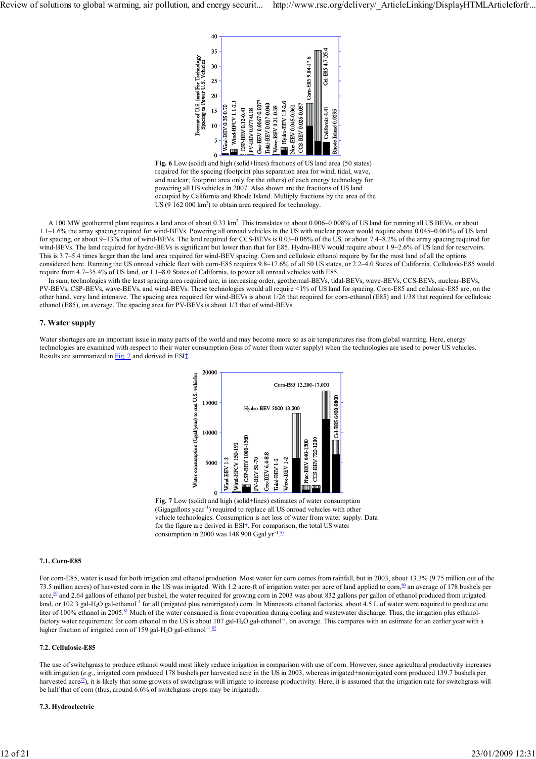**Fig. 6** Low (solid) and high (solid+lines) fractions of US land area (50 states) required for the spacing (footprint plus separation area for wind, tidal, wave, and nuclear; footprint area only for the others) of each energy technology for powering all US vehicles in 2007. Also shown are the fractions of US land occupied by California and Rhode Island. Multiply fractions by the area of the US (9 162 000 km$^2$) to obtain area required for technology.

A 100 MW geothermal plant requires a land area of about 0.33 km$^2$. This translates to about 0.006–0.008% of US land for running all US BEVs, or about 1.1–1.6% the array spacing required for wind-BEVs. Powering all onroad vehicles in the US with nuclear power would require about 0.045–0.061% of US land for spacing, or about 9–13% that of wind-BEVs. The land required for CCS-BEVs is 0.03–0.06% of the US, or about 7.4–8.2% of the array spacing required for wind-BEVs. The land required for hydro-BEVs is significant but lower than that for E85. Hydro-BEV would require about 1.9–2.6% of US land for reservoirs. This is 3.7–5.4 times larger than the land area required for wind-BEV spacing. Corn and cellulosic ethanol require by far the most land of all the options considered here. Running the US onroad vehicle fleet with corn-E85 requires 9.8–17.6% of all 50 US states, or 2.2–4.0 States of California. Cellulosic-E85 would require from 4.7–35.4% of US land, or 1.1–8.0 States of California, to power all onroad vehicles with E85.

In sum, technologies with the least spacing area required are, in increasing order, geothermal-BEVs, tidal-BEVs, wave-BEVs, CCS-BEVs, nuclear-BEVs, PV-BEVs, CSP-BEVs, wave-BEVs, and wind-BEVs. These technologies would all require <1% of US land for spacing. Corn-E85 and cellulosic-E85 are, on the other hand, very land intensive. The spacing area required for wind-BEVs is about 1/26 that required for corn-ethanol (E85) and 1/38 that required for cellulosic ethanol (E85), on average. The spacing area for PV-BEVs is about 1/3 that of wind-BEVs.

## 7. Water supply

Water shortages are an important issue in many parts of the world and may become more so as air temperatures rise from global warming. Here, energy technologies are examined with respect to their water consumption (loss of water from water supply) when the technologies are used to power US vehicles. Results are summarized in Fig. 7 and derived in ESI†.

**Fig. 7** Low (solid) and high (solid+lines) estimates of water consumption (Gigagallons year$^{-1}$) required to replace all US onroad vehicles with other vehicle technologies. Consumption is net loss of water from water supply. Data for the figure are derived in ESI†. For comparison, the total US water consumption in 2000 was 148 900 Ggal yr$^{-1}$.[87]

### 7.1. Corn-E85

For corn-E85, water is used for both irrigation and ethanol production. Most water for corn comes from rainfall, but in 2003, about 13.3% (9.75 million out of the 73.5 million acres) of harvested corn in the US was irrigated. With 1.2 acre-ft of irrigation water per acre of land applied to corn,[80] an average of 178 bushels per acre,[80] and 2.64 gallons of ethanol per bushel, the water required for growing corn in 2003 was about 832 gallons per gallon of ethanol produced from irrigated land, or 102.3 gal-$H_2O$ gal-ethanol$^{-1}$ for all (irrigated plus nonirrigated) corn. In Minnesota ethanol factories, about 4.5 L of water were required to produce one liter of 100% ethanol in 2005.[81] Much of the water consumed is from evaporation during cooling and wastewater discharge. Thus, the irrigation plus ethanol-factory water requirement for corn ethanol in the US is about 107 gal-$H_2O$ gal-ethanol$^{-1}$, on average. This compares with an estimate for an earlier year with a higher fraction of irrigated corn of 159 gal-$H_2O$ gal-ethanol$^{-1}$.[82]

### 7.2. Cellulosic-E85

The use of switchgrass to produce ethanol would most likely reduce irrigation in comparison with use of corn. However, since agricultural productivity increases with irrigation (*e.g.*, irrigated corn produced 178 bushels per harvested acre in the US in 2003, whereas irrigated+nonirrigated corn produced 139.7 bushels per harvested acre[77]), it is likely that some growers of switchgrass will irrigate to increase productivity. Here, it is assumed that the irrigation rate for switchgrass will be half that of corn (thus, around 6.6% of switchgrass crops may be irrigated).

### 7.3. Hydroelectric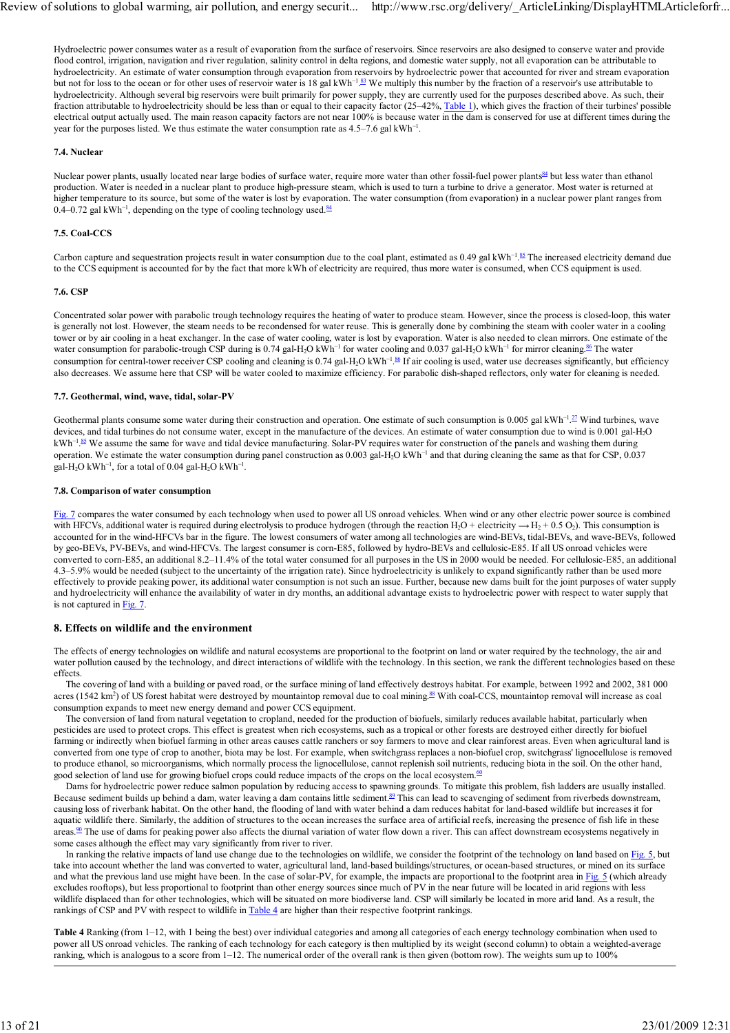Hydroelectric power consumes water as a result of evaporation from the surface of reservoirs. Since reservoirs are also designed to conserve water and provide flood control, irrigation, navigation and river regulation, salinity control in delta regions, and domestic water supply, not all evaporation can be attributable to hydroelectricity. An estimate of water consumption through evaporation from reservoirs by hydroelectric power that accounted for river and stream evaporation but not for loss to the ocean or for other uses of reservoir water is 18 gal $kWh^{-1}$.[83] We multiply this number by the fraction of a reservoir's use attributable to hydroelectricity. Although several big reservoirs were built primarily for power supply, they are currently used for the purposes described above. As such, their fraction attributable to hydroelectricity should be less than or equal to their capacity factor (25–42%, Table 1), which gives the fraction of their turbines' possible electrical output actually used. The main reason capacity factors are not near 100% is because water in the dam is conserved for use at different times during the year for the purposes listed. We thus estimate the water consumption rate as 4.5–7.6 gal $kWh^{-1}$.

### 7.4. Nuclear

Nuclear power plants, usually located near large bodies of surface water, require more water than other fossil-fuel power plants[84] but less water than ethanol production. Water is needed in a nuclear plant to produce high-pressure steam, which is used to turn a turbine to drive a generator. Most water is returned at higher temperature to its source, but some of the water is lost by evaporation. The water consumption (from evaporation) in a nuclear power plant ranges from 0.4–0.72 gal $kWh^{-1}$, depending on the type of cooling technology used.[84]

### 7.5. Coal-CCS

Carbon capture and sequestration projects result in water consumption due to the coal plant, estimated as 0.49 gal $kWh^{-1}$.[85] The increased electricity demand due to the CCS equipment is accounted for by the fact that more kWh of electricity are required, thus more water is consumed, when CCS equipment is used.

### 7.6. CSP

Concentrated solar power with parabolic trough technology requires the heating of water to produce steam. However, since the process is closed-loop, this water is generally not lost. However, the steam needs to be recondensed for water reuse. This is generally done by combining the steam with cooler water in a cooling tower or by air cooling in a heat exchanger. In the case of water cooling, water is lost by evaporation. Water is also needed to clean mirrors. One estimate of the water consumption for parabolic-trough CSP during is 0.74 gal-$H_2O$ $kWh^{-1}$ for water cooling and 0.037 gal-$H_2O$ $kWh^{-1}$ for mirror cleaning.[86] The water consumption for central-tower receiver CSP cooling and cleaning is 0.74 gal-$H_2O$ $kWh^{-1}$.[86] If air cooling is used, water use decreases significantly, but efficiency also decreases. We assume here that CSP will be water cooled to maximize efficiency. For parabolic dish-shaped reflectors, only water for cleaning is needed.

### 7.7. Geothermal, wind, wave, tidal, solar-PV

Geothermal plants consume some water during their construction and operation. One estimate of such consumption is 0.005 gal $kWh^{-1}$.[27] Wind turbines, wave devices, and tidal turbines do not consume water, except in the manufacture of the devices. An estimate of water consumption due to wind is 0.001 gal-$H_2O$ $kWh^{-1}$.[85] We assume the same for wave and tidal device manufacturing. Solar-PV requires water for construction of the panels and washing them during operation. We estimate the water consumption during panel construction as 0.003 gal-$H_2O$ $kWh^{-1}$ and that during cleaning the same as that for CSP, 0.037 gal-$H_2O$ $kWh^{-1}$, for a total of 0.04 gal-$H_2O$ $kWh^{-1}$.

### 7.8. Comparison of water consumption

Fig. 7 compares the water consumed by each technology when used to power all US onroad vehicles. When wind or any other electric power source is combined with HFCVs, additional water is required during electrolysis to produce hydrogen (through the reaction $H_2O$ + electricity $\longrightarrow$ $H_2$ + 0.5 $O_2$). This consumption is accounted for in the wind-HFCVs bar in the figure. The lowest consumers of water among all technologies are wind-BEVs, tidal-BEVs, and wave-BEVs, followed by geo-BEVs, PV-BEVs, and wind-HFCVs. The largest consumer is corn-E85, followed by hydro-BEVs and cellulosic-E85. If all US onroad vehicles were converted to corn-E85, an additional 8.2–11.4% of the total water consumed for all purposes in the US in 2000 would be needed. For cellulosic-E85, an additional 4.3–5.9% would be needed (subject to the uncertainty of the irrigation rate). Since hydroelectricity is unlikely to expand significantly rather than be used more effectively to provide peaking power, its additional water consumption is not such an issue. Further, because new dams built for the joint purposes of water supply and hydroelectricity will enhance the availability of water in dry months, an additional advantage exists to hydroelectric power with respect to water supply that is not captured in Fig. 7.

## 8. Effects on wildlife and the environment

The effects of energy technologies on wildlife and natural ecosystems are proportional to the footprint on land or water required by the technology, the air and water pollution caused by the technology, and direct interactions of wildlife with the technology. In this section, we rank the different technologies based on these effects.

The covering of land with a building or paved road, or the surface mining of land effectively destroys habitat. For example, between 1992 and 2002, 381 000 acres (1542 $km^2$) of US forest habitat were destroyed by mountaintop removal due to coal mining.[88] With coal-CCS, mountaintop removal will increase as coal consumption expands to meet new energy demand and power CCS equipment.

The conversion of land from natural vegetation to cropland, needed for the production of biofuels, similarly reduces available habitat, particularly when pesticides are used to protect crops. This effect is greatest when rich ecosystems, such as a tropical or other forests are destroyed either directly for biofuel farming or indirectly when biofuel farming in other areas causes cattle ranchers or soy farmers to move and clear rainforest areas. Even when agricultural land is converted from one type of crop to another, biota may be lost. For example, when switchgrass replaces a non-biofuel crop, switchgrass' lignocellulose is removed to produce ethanol, so microorganisms, which normally process the lignocellulose, cannot replenish soil nutrients, reducing biota in the soil. On the other hand, good selection of land use for growing biofuel crops could reduce impacts of the crops on the local ecosystem.[60]

Dams for hydroelectric power reduce salmon population by reducing access to spawning grounds. To mitigate this problem, fish ladders are usually installed. Because sediment builds up behind a dam, water leaving a dam contains little sediment.[89] This can lead to scavenging of sediment from riverbeds downstream, causing loss of riverbank habitat. On the other hand, the flooding of land with water behind a dam reduces habitat for land-based wildlife but increases it for aquatic wildlife there. Similarly, the addition of structures to the ocean increases the surface area of artificial reefs, increasing the presence of fish life in these areas.[90] The use of dams for peaking power also affects the diurnal variation of water flow down a river. This can affect downstream ecosystems negatively in some cases although the effect may vary significantly from river to river.

In ranking the relative impacts of land use change due to the technologies on wildlife, we consider the footprint of the technology on land based on Fig. 5, but take into account whether the land was converted to water, agricultural land, land-based buildings/structures, or ocean-based structures, or mined on its surface and what the previous land use might have been. In the case of solar-PV, for example, the impacts are proportional to the footprint area in Fig. 5 (which already excludes rooftops), but less proportional to footprint than other energy sources since much of PV in the near future will be located in arid regions with less wildlife displaced than for other technologies, which will be situated on more biodiverse land. CSP will similarly be located in more arid land. As a result, the rankings of CSP and PV with respect to wildlife in Table 4 are higher than their respective footprint rankings.

**Table 4** Ranking (from 1–12, with 1 being the best) over individual categories and among all categories of each energy technology combination when used to power all US onroad vehicles. The ranking of each technology for each category is then multiplied by its weight (second column) to obtain a weighted-average ranking, which is analogous to a score from 1–12. The numerical order of the overall rank is then given (bottom row). The weights sum up to 100%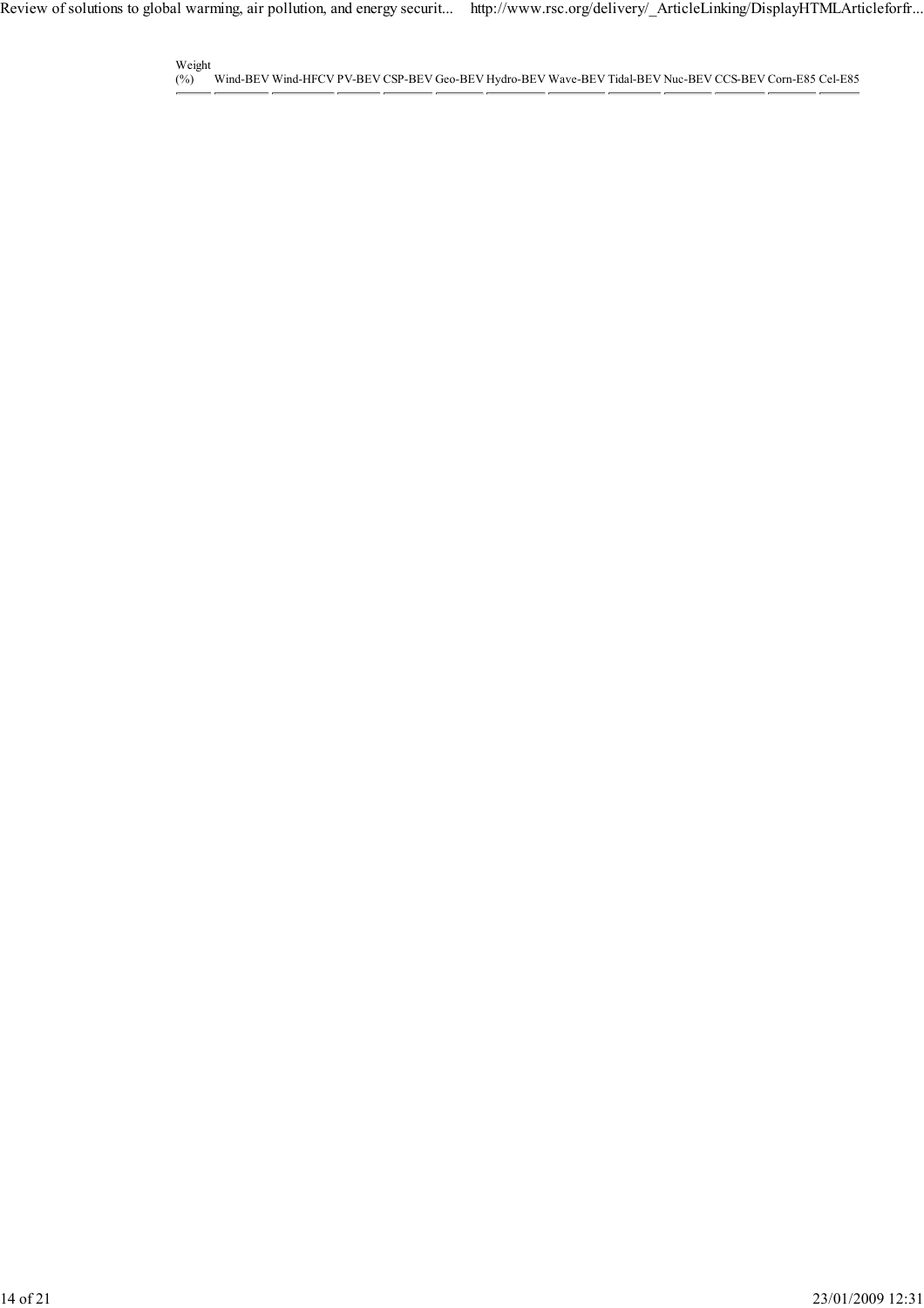| Weight (%) | Wind-BEV | Wind-HFCV | PV-BEV | CSP-BEV | Geo-BEV | Hydro-BEV | Wave-BEV | Tidal-BEV | Nuc-BEV | CCS-BEV | Corn-E85 | Cel-E85 |
|---|---|---|---|---|---|---|---|---|---|---|---|---|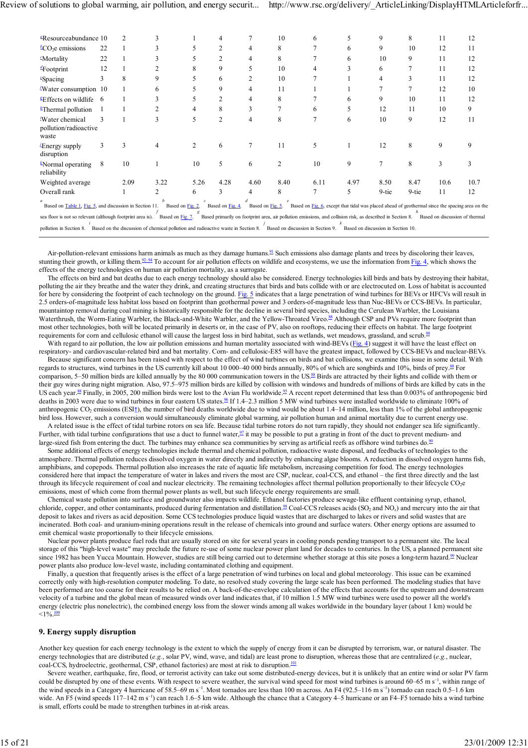| | | | | | | | | | | | | | |
|---|---|---|---|---|---|---|---|---|---|---|---|---|---|
| [a]Resourceabundance | 10 | 2 | 3 | 1 | 4 | 7 | 10 | 6 | 5 | 9 | 8 | 11 | 12 |
| [b]$CO_2$e emissions | 22 | 1 | 3 | 5 | 2 | 4 | 8 | 7 | 6 | 9 | 10 | 12 | 11 |
| [c]Mortality | 22 | 1 | 3 | 5 | 2 | 4 | 8 | 7 | 6 | 10 | 9 | 11 | 12 |
| [d]Footprint | 12 | 1 | 2 | 8 | 9 | 5 | 10 | 4 | 3 | 6 | 7 | 11 | 12 |
| [e]Spacing | 3 | 8 | 9 | 5 | 6 | 2 | 10 | 7 | 1 | 4 | 3 | 11 | 12 |
| [f]Water consumption | 10 | 1 | 6 | 5 | 9 | 4 | 11 | 1 | 1 | 7 | 7 | 12 | 10 |
| [g]Effects on wildlife | 6 | 1 | 3 | 5 | 2 | 4 | 8 | 7 | 6 | 9 | 10 | 11 | 12 |
| [h]Thermal pollution | 1 | 1 | 2 | 4 | 8 | 3 | 7 | 6 | 5 | 12 | 11 | 10 | 9 |
| [i]Water chemical pollution/radioactive waste | 3 | 1 | 3 | 5 | 2 | 4 | 8 | 7 | 6 | 10 | 9 | 12 | 11 |
| [j]Energy supply disruption | 3 | 3 | 4 | 2 | 6 | 7 | 11 | 5 | 1 | 12 | 8 | 9 | 9 |
| [k]Normal operating reliability | 8 | 10 | 1 | 10 | 5 | 6 | 2 | 10 | 9 | 7 | 8 | 3 | 3 |
| Weighted average | | 2.09 | 3.22 | 5.26 | 4.28 | 4.60 | 8.40 | 6.11 | 4.97 | 8.50 | 8.47 | 10.6 | 10.7 |
| Overall rank | | 1 | 2 | 6 | 3 | 4 | 8 | 7 | 5 | 9-tie | 9-tie | 11 | 12 |

[a] Based on Table 1, Fig. 5, and discussion in Section 11. [b] Based on Fig. 2. [c] Based on Fig. 4. [d] Based on Fig. 5. [e] Based on Fig. 6, except that tidal was placed ahead of geothermal since the spacing area on the sea floor is not so relevant (although footprint area is). [f] Based on Fig. 7. [g] Based primarily on footprint area, air pollution emissions, and collision risk, as described in Section 8. [h] Based on discussion of thermal pollution in Section 8. [i] Based on the discussion of chemical pollution and radioactive waste in Section 8. [j] Based on discussion in Section 9. [k] Based on discussion in Section 10.

Air-pollution-relevant emissions harm animals as much as they damage humans.[91] Such emissions also damage plants and trees by discoloring their leaves, stunting their growth, or killing them.[92–94] To account for air pollution effects on wildlife and ecosystems, we use the information from Fig. 4, which shows the effects of the energy technologies on human air pollution mortality, as a surrogate.

The effects on bird and bat deaths due to each energy technology should also be considered. Energy technologies kill birds and bats by destroying their habitat, polluting the air they breathe and the water they drink, and creating structures that birds and bats collide with or are electrocuted on. Loss of habitat is accounted for here by considering the footprint of each technology on the ground. Fig. 5 indicates that a large penetration of wind turbines for BEVs or HFCVs will result in 2.5 orders-of-magnitude less habitat loss based on footprint than geothermal power and 3 orders-of-magnitude less than Nuc-BEVs or CCS-BEVs. In particular, mountaintop removal during coal mining is historically responsible for the decline in several bird species, including the Cerulean Warbler, the Louisiana Waterthrush, the Worm-Eating Warbler, the Black-and-White Warbler, and the Yellow-Throated Vireo.[88] Although CSP and PVs require more footprint than most other technologies, both will be located primarily in deserts or, in the case of PV, also on rooftops, reducing their effects on habitat. The large footprint requirements for corn and cellulosic ethanol will cause the largest loss in bird habitat, such as wetlands, wet meadows, grassland, and scrub.[88]

With regard to air pollution, the low air pollution emissions and human mortality associated with wind-BEVs (Fig. 4) suggest it will have the least effect on respiratory- and cardiovascular-related bird and bat mortality. Corn- and cellulosic-E85 will have the greatest impact, followed by CCS-BEVs and nuclear-BEVs.

Because significant concern has been raised with respect to the effect of wind turbines on birds and bat collisions, we examine this issue in some detail. With regards to structures, wind turbines in the US currently kill about 10 000–40 000 birds annually, 80% of which are songbirds and 10%, birds of prey.[88] For comparison, 5–50 million birds are killed annually by the 80 000 communication towers in the US.[88] Birds are attracted by their lights and collide with them or their guy wires during night migration. Also, 97.5–975 million birds are killed by collision with windows and hundreds of millions of birds are killed by cats in the US each year.[88] Finally, in 2005, 200 million birds were lost to the Avian Flu worldwide.[95] A recent report determined that less than 0.003% of anthropogenic bird deaths in 2003 were due to wind turbines in four eastern US states.[96] If 1.4–2.3 million 5 MW wind turbines were installed worldwide to eliminate 100% of anthropogenic $CO_2$ emissions (ESI†), the number of bird deaths worldwide due to wind would be about 1.4–14 million, less than 1% of the global anthropogenic bird loss. However, such a conversion would simultaneously eliminate global warming, air pollution human and animal mortality due to current energy use.

A related issue is the effect of tidal turbine rotors on sea life. Because tidal turbine rotors do not turn rapidly, they should not endanger sea life significantly. Further, with tidal turbine configurations that use a duct to funnel water,[97] it may be possible to put a grating in front of the duct to prevent medium- and large-sized fish from entering the duct. The turbines may enhance sea communities by serving as artificial reefs as offshore wind turbines do.[90]

Some additional effects of energy technologies include thermal and chemical pollution, radioactive waste disposal, and feedbacks of technologies to the atmosphere. Thermal pollution reduces dissolved oxygen in water directly and indirectly by enhancing algae blooms. A reduction in dissolved oxygen harms fish, amphibians, and copepods. Thermal pollution also increases the rate of aquatic life metabolism, increasing competition for food. The energy technologies considered here that impact the temperature of water in lakes and rivers the most are CSP, nuclear, coal-CCS, and ethanol – the first three directly and the last through its lifecycle requirement of coal and nuclear electricity. The remaining technologies affect thermal pollution proportionally to their lifecycle $CO_2$e emissions, most of which come from thermal power plants as well, but such lifecycle energy requirements are small.

Chemical waste pollution into surface and groundwater also impacts wildlife. Ethanol factories produce sewage-like effluent containing syrup, ethanol, chloride, copper, and other contaminants, produced during fermentation and distillation.[98] Coal-CCS releases acids ($SO_2$ and $NO_x$) and mercury into the air that deposit to lakes and rivers as acid deposition. Some CCS technologies produce liquid wastes that are discharged to lakes or rivers and solid wastes that are incinerated. Both coal- and uranium-mining operations result in the release of chemicals into ground and surface waters. Other energy options are assumed to emit chemical waste proportionally to their lifecycle emissions.

Nuclear power plants produce fuel rods that are usually stored on site for several years in cooling ponds pending transport to a permanent site. The local storage of this "high-level waste" may preclude the future re-use of some nuclear power plant land for decades to centuries. In the US, a planned permanent site since 1982 has been Yucca Mountain. However, studies are still being carried out to determine whether storage at this site poses a long-term hazard.[99] Nuclear power plants also produce low-level waste, including contaminated clothing and equipment.

Finally, a question that frequently arises is the effect of a large penetration of wind turbines on local and global meteorology. This issue can be examined correctly only with high-resolution computer modeling. To date, no resolved study covering the large scale has been performed. The modeling studies that have been performed are too coarse for their results to be relied on. A back-of-the-envelope calculation of the effects that accounts for the upstream and downstream velocity of a turbine and the global mean of measured winds over land indicates that, if 10 million 1.5 MW wind turbines were used to power all the world's energy (electric plus nonelectric), the combined energy loss from the slower winds among all wakes worldwide in the boundary layer (about 1 km) would be <1%.[100]

## 9. Energy supply disruption

Another key question for each energy technology is the extent to which the supply of energy from it can be disrupted by terrorism, war, or natural disaster. The energy technologies that are distributed (*e.g.*, solar PV, wind, wave, and tidal) are least prone to disruption, whereas those that are centralized (*e.g.*, nuclear, coal-CCS, hydroelectric, geothermal, CSP, ethanol factories) are most at risk to disruption.[101]

Severe weather, earthquake, fire, flood, or terrorist activity can take out some distributed-energy devices, but it is unlikely that an entire wind or solar PV farm could be disrupted by one of these events. With respect to severe weather, the survival wind speed for most wind turbines is around 60–65 m s$^{-1}$, within range of the wind speeds in a Category 4 hurricane of 58.5–69 m s$^{-1}$. Most tornados are less than 100 m across. An F4 (92.5–116 m s$^{-1}$) tornado can reach 0.5–1.6 km wide. An F5 (wind speeds 117–142 m s$^{-1}$) can reach 1.6–5 km wide. Although the chance that a Category 4–5 hurricane or an F4–F5 tornado hits a wind turbine is small, efforts could be made to strengthen turbines in at-risk areas.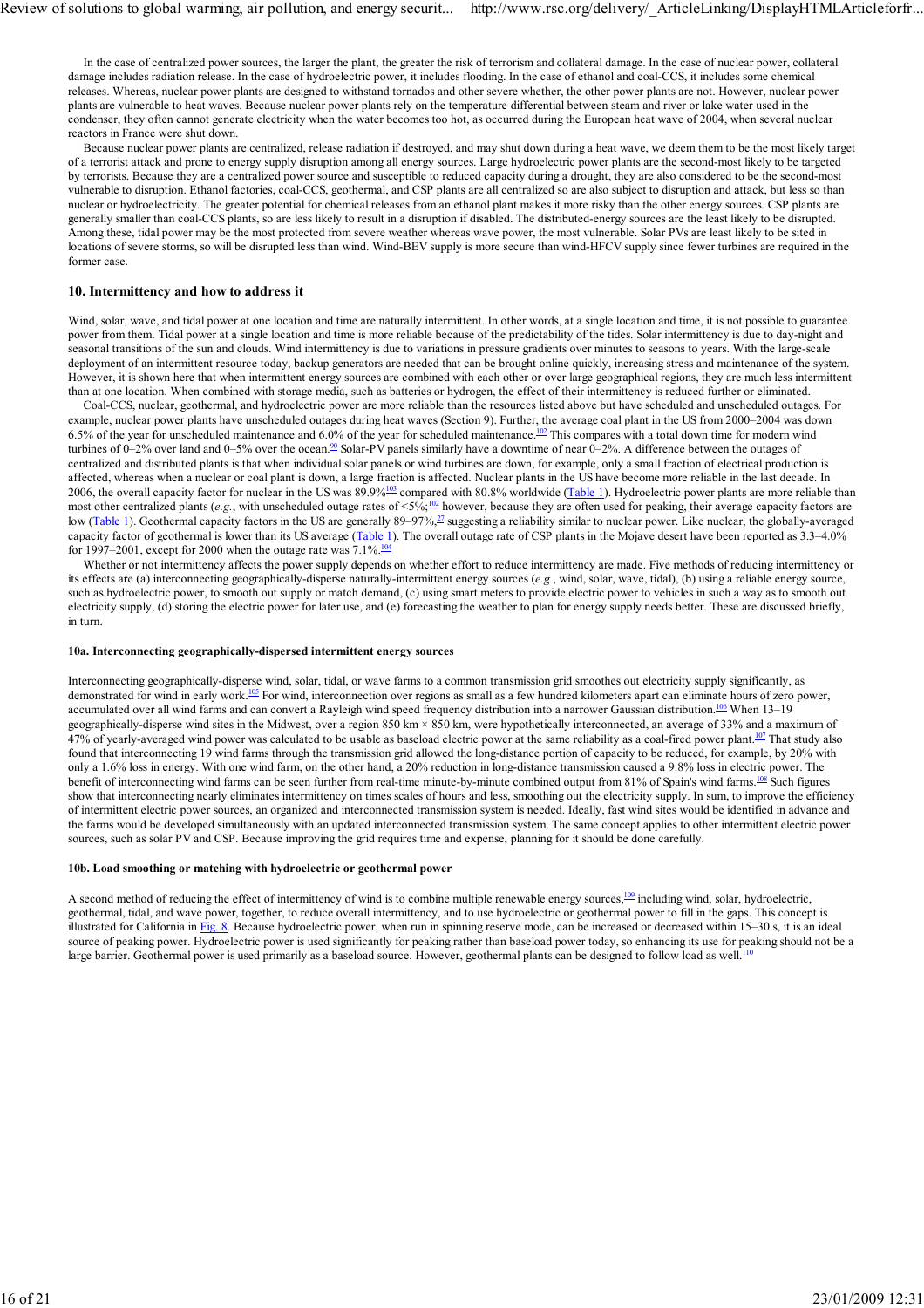In the case of centralized power sources, the larger the plant, the greater the risk of terrorism and collateral damage. In the case of nuclear power, collateral damage includes radiation release. In the case of hydroelectric power, it includes flooding. In the case of ethanol and coal-CCS, it includes some chemical releases. Whereas, nuclear power plants are designed to withstand tornados and other severe whether, the other power plants are not. However, nuclear power plants are vulnerable to heat waves. Because nuclear power plants rely on the temperature differential between steam and river or lake water used in the condenser, they often cannot generate electricity when the water becomes too hot, as occurred during the European heat wave of 2004, when several nuclear reactors in France were shut down.

Because nuclear power plants are centralized, release radiation if destroyed, and may shut down during a heat wave, we deem them to be the most likely target of a terrorist attack and prone to energy supply disruption among all energy sources. Large hydroelectric power plants are the second-most likely to be targeted by terrorists. Because they are a centralized power source and susceptible to reduced capacity during a drought, they are also considered to be the second-most vulnerable to disruption. Ethanol factories, coal-CCS, geothermal, and CSP plants are all centralized so are also subject to disruption and attack, but less so than nuclear or hydroelectricity. The greater potential for chemical releases from an ethanol plant makes it more risky than the other energy sources. CSP plants are generally smaller than coal-CCS plants, so are less likely to result in a disruption if disabled. The distributed-energy sources are the least likely to be disrupted. Among these, tidal power may be the most protected from severe weather whereas wave power, the most vulnerable. Solar PVs are least likely to be sited in locations of severe storms, so will be disrupted less than wind. Wind-BEV supply is more secure than wind-HFCV supply since fewer turbines are required in the former case.

## 10. Intermittency and how to address it

Wind, solar, wave, and tidal power at one location and time are naturally intermittent. In other words, at a single location and time, it is not possible to guarantee power from them. Tidal power at a single location and time is more reliable because of the predictability of the tides. Solar intermittency is due to day-night and seasonal transitions of the sun and clouds. Wind intermittency is due to variations in pressure gradients over minutes to seasons to years. With the large-scale deployment of an intermittent resource today, backup generators are needed that can be brought online quickly, increasing stress and maintenance of the system. However, it is shown here that when intermittent energy sources are combined with each other or over large geographical regions, they are much less intermittent than at one location. When combined with storage media, such as batteries or hydrogen, the effect of their intermittency is reduced further or eliminated.

Coal-CCS, nuclear, geothermal, and hydroelectric power are more reliable than the resources listed above but have scheduled and unscheduled outages. For example, nuclear power plants have unscheduled outages during heat waves (Section 9). Further, the average coal plant in the US from 2000–2004 was down 6.5% of the year for unscheduled maintenance and 6.0% of the year for scheduled maintenance.[102] This compares with a total down time for modern wind turbines of 0–2% over land and 0–5% over the ocean.[90] Solar-PV panels similarly have a downtime of near 0–2%. A difference between the outages of centralized and distributed plants is that when individual solar panels or wind turbines are down, for example, only a small fraction of electrical production is affected, whereas when a nuclear or coal plant is down, a large fraction is affected. Nuclear plants in the US have become more reliable in the last decade. In 2006, the overall capacity factor for nuclear in the US was 89.9%[103] compared with 80.8% worldwide (Table 1). Hydroelectric power plants are more reliable than most other centralized plants (*e.g.*, with unscheduled outage rates of <5%;[102] however, because they are often used for peaking, their average capacity factors are low (Table 1). Geothermal capacity factors in the US are generally 89–97%,[27] suggesting a reliability similar to nuclear power. Like nuclear, the globally-averaged capacity factor of geothermal is lower than its US average (Table 1). The overall outage rate of CSP plants in the Mojave desert have been reported as 3.3–4.0% for 1997–2001, except for 2000 when the outage rate was 7.1%.[104]

Whether or not intermittency affects the power supply depends on whether effort to reduce intermittency are made. Five methods of reducing intermittency or its effects are (a) interconnecting geographically-disperse naturally-intermittent energy sources (*e.g.*, wind, solar, wave, tidal), (b) using a reliable energy source, such as hydroelectric power, to smooth out supply or match demand, (c) using smart meters to provide electric power to vehicles in such a way as to smooth out electricity supply, (d) storing the electric power for later use, and (e) forecasting the weather to plan for energy supply needs better. These are discussed briefly, in turn.

### 10a. Interconnecting geographically-dispersed intermittent energy sources

Interconnecting geographically-disperse wind, solar, tidal, or wave farms to a common transmission grid smoothes out electricity supply significantly, as demonstrated for wind in early work.[105] For wind, interconnection over regions as small as a few hundred kilometers apart can eliminate hours of zero power, accumulated over all wind farms and can convert a Rayleigh wind speed frequency distribution into a narrower Gaussian distribution.[106] When 13–19 geographically-disperse wind sites in the Midwest, over a region 850 km × 850 km, were hypothetically interconnected, an average of 33% and a maximum of 47% of yearly-averaged wind power was calculated to be usable as baseload electric power at the same reliability as a coal-fired power plant.[107] That study also found that interconnecting 19 wind farms through the transmission grid allowed the long-distance portion of capacity to be reduced, for example, by 20% with only a 1.6% loss in energy. With one wind farm, on the other hand, a 20% reduction in long-distance transmission caused a 9.8% loss in electric power. The benefit of interconnecting wind farms can be seen further from real-time minute-by-minute combined output from 81% of Spain's wind farms.[108] Such figures show that interconnecting nearly eliminates intermittency on times scales of hours and less, smoothing out the electricity supply. In sum, to improve the efficiency of intermittent electric power sources, an organized and interconnected transmission system is needed. Ideally, fast wind sites would be identified in advance and the farms would be developed simultaneously with an updated interconnected transmission system. The same concept applies to other intermittent electric power sources, such as solar PV and CSP. Because improving the grid requires time and expense, planning for it should be done carefully.

### 10b. Load smoothing or matching with hydroelectric or geothermal power

A second method of reducing the effect of intermittency of wind is to combine multiple renewable energy sources,[109] including wind, solar, hydroelectric, geothermal, tidal, and wave power, together, to reduce overall intermittency, and to use hydroelectric or geothermal power to fill in the gaps. This concept is illustrated for California in Fig. 8. Because hydroelectric power, when run in spinning reserve mode, can be increased or decreased within 15–30 s, it is an ideal source of peaking power. Hydroelectric power is used significantly for peaking rather than baseload power today, so enhancing its use for peaking should not be a large barrier. Geothermal power is used primarily as a baseload source. However, geothermal plants can be designed to follow load as well.[110]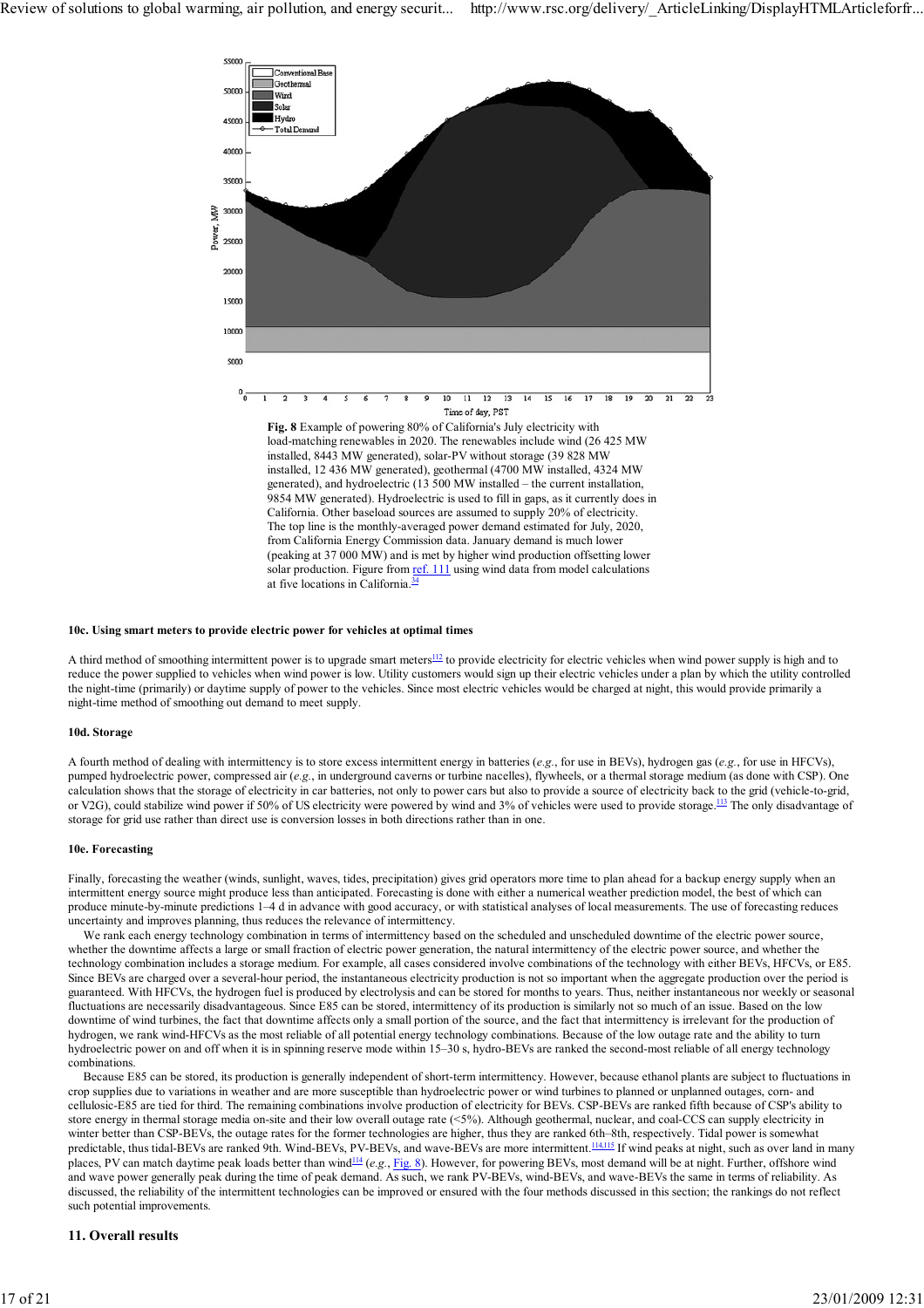**Fig. 8** Example of powering 80% of California's July electricity with load-matching renewables in 2020. The renewables include wind (26 425 MW installed, 8443 MW generated), solar-PV without storage (39 828 MW installed, 12 436 MW generated), geothermal (4700 MW installed, 4324 MW generated), and hydroelectric (13 500 MW installed – the current installation, 9854 MW generated). Hydroelectric is used to fill in gaps, as it currently does in California. Other baseload sources are assumed to supply 20% of electricity. The top line is the monthly-averaged power demand estimated for July, 2020, from California Energy Commission data. January demand is much lower (peaking at 37 000 MW) and is met by higher wind production offsetting lower solar production. Figure from ref. 111 using wind data from model calculations at five locations in California.[34]

#### 10c. Using smart meters to provide electric power for vehicles at optimal times

A third method of smoothing intermittent power is to upgrade smart meters[112] to provide electricity for electric vehicles when wind power supply is high and to reduce the power supplied to vehicles when wind power is low. Utility customers would sign up their electric vehicles under a plan by which the utility controlled the night-time (primarily) or daytime supply of power to the vehicles. Since most electric vehicles would be charged at night, this would provide primarily a night-time method of smoothing out demand to meet supply.

#### 10d. Storage

A fourth method of dealing with intermittency is to store excess intermittent energy in batteries (*e.g.*, for use in BEVs), hydrogen gas (*e.g.*, for use in HFCVs), pumped hydroelectric power, compressed air (*e.g.*, in underground caverns or turbine nacelles), flywheels, or a thermal storage medium (as done with CSP). One calculation shows that the storage of electricity in car batteries, not only to power cars but also to provide a source of electricity back to the grid (vehicle-to-grid, or V2G), could stabilize wind power if 50% of US electricity were powered by wind and 3% of vehicles were used to provide storage.[113] The only disadvantage of storage for grid use rather than direct use is conversion losses in both directions rather than in one.

#### 10e. Forecasting

Finally, forecasting the weather (winds, sunlight, waves, tides, precipitation) gives grid operators more time to plan ahead for a backup energy supply when an intermittent energy source might produce less than anticipated. Forecasting is done with either a numerical weather prediction model, the best of which can produce minute-by-minute predictions 1–4 d in advance with good accuracy, or with statistical analyses of local measurements. The use of forecasting reduces uncertainty and improves planning, thus reduces the relevance of intermittency.

We rank each energy technology combination in terms of intermittency based on the scheduled and unscheduled downtime of the electric power source, whether the downtime affects a large or small fraction of electric power generation, the natural intermittency of the electric power source, and whether the technology combination includes a storage medium. For example, all cases considered involve combinations of the technology with either BEVs, HFCVs, or E85. Since BEVs are charged over a several-hour period, the instantaneous electricity production is not so important when the aggregate production over the period is guaranteed. With HFCVs, the hydrogen fuel is produced by electrolysis and can be stored for months to years. Thus, neither instantaneous nor weekly or seasonal fluctuations are necessarily disadvantageous. Since E85 can be stored, intermittency of its production is similarly not so much of an issue. Based on the low downtime of wind turbines, the fact that downtime affects only a small portion of the source, and the fact that intermittency is irrelevant for the production of hydrogen, we rank wind-HFCVs as the most reliable of all potential energy technology combinations. Because of the low outage rate and the ability to turn hydroelectric power on and off when it is in spinning reserve mode within 15–30 s, hydro-BEVs are ranked the second-most reliable of all energy technology combinations.

Because E85 can be stored, its production is generally independent of short-term intermittency. However, because ethanol plants are subject to fluctuations in crop supplies due to variations in weather and are more susceptible than hydroelectric power or wind turbines to planned or unplanned outages, corn- and cellulosic-E85 are tied for third. The remaining combinations involve production of electricity for BEVs. CSP-BEVs are ranked fifth because of CSP's ability to store energy in thermal storage media on-site and their low overall outage rate (<5%). Although geothermal, nuclear, and coal-CCS can supply electricity in winter better than CSP-BEVs, the outage rates for the former technologies are higher, thus they are ranked 6th–8th, respectively. Tidal power is somewhat predictable, thus tidal-BEVs are ranked 9th. Wind-BEVs, PV-BEVs, and wave-BEVs are more intermittent.[114,115] If wind peaks at night, such as over land in many places, PV can match daytime peak loads better than wind[114] (*e.g.*, Fig. 8). However, for powering BEVs, most demand will be at night. Further, offshore wind and wave power generally peak during the time of peak demand. As such, we rank PV-BEVs, wind-BEVs, and wave-BEVs the same in terms of reliability. As discussed, the reliability of the intermittent technologies can be improved or ensured with the four methods discussed in this section; the rankings do not reflect such potential improvements.

## 11. Overall results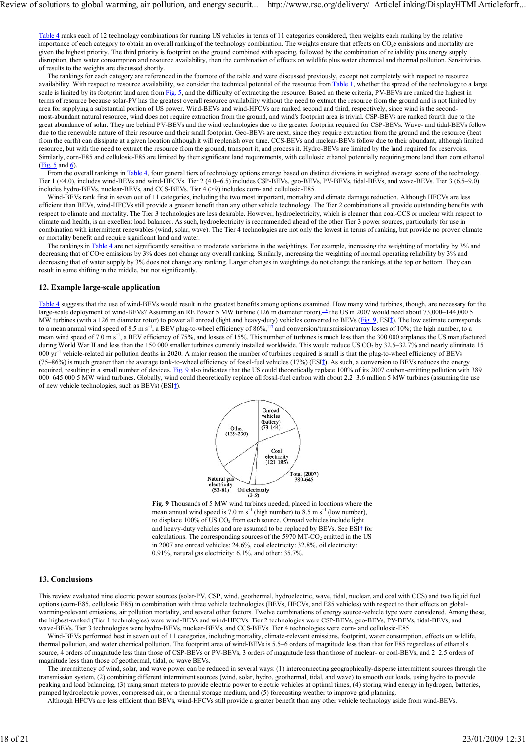Table 4 ranks each of 12 technology combinations for running US vehicles in terms of 11 categories considered, then weights each ranking by the relative importance of each category to obtain an overall ranking of the technology combination. The weights ensure that effects on $CO_2e$ emissions and mortality are given the highest priority. The third priority is footprint on the ground combined with spacing, followed by the combination of reliability plus energy supply disruption, then water consumption and resource availability, then the combination of effects on wildlife plus water chemical and thermal pollution. Sensitivities of results to the weights are discussed shortly.

The rankings for each category are referenced in the footnote of the table and were discussed previously, except not completely with respect to resource availability. With respect to resource availability, we consider the technical potential of the resource from Table 1, whether the spread of the technology to a large scale is limited by its footprint land area from Fig. 5, and the difficulty of extracting the resource. Based on these criteria, PV-BEVs are ranked the highest in terms of resource because solar-PV has the greatest overall resource availability without the need to extract the resource from the ground and is not limited by area for supplying a substantial portion of US power. Wind-BEVs and wind-HFCVs are ranked second and third, respectively, since wind is the second-most-abundant natural resource, wind does not require extraction from the ground, and wind's footprint area is trivial. CSP-BEVs are ranked fourth due to the great abundance of solar. They are behind PV-BEVs and the wind technologies due to the greater footprint required for CSP-BEVs. Wave- and tidal-BEVs follow due to the renewable nature of their resource and their small footprint. Geo-BEVs are next, since they require extraction from the ground and the resource (heat from the earth) can dissipate at a given location although it will replenish over time. CCS-BEVs and nuclear-BEVs follow due to their abundant, although limited resource, but with the need to extract the resource from the ground, transport it, and process it. Hydro-BEVs are limited by the land required for reservoirs. Similarly, corn-E85 and cellulosic-E85 are limited by their significant land requirements, with cellulosic ethanol potentially requiring more land than corn ethanol (Fig. 5 and 6).

From the overall rankings in Table 4, four general tiers of technology options emerge based on distinct divisions in weighted average score of the technology. Tier 1 (<4.0), includes wind-BEVs and wind-HFCVs. Tier 2 (4.0–6.5) includes CSP-BEVs, geo-BEVs, PV-BEVs, tidal-BEVs, and wave-BEVs. Tier 3 (6.5–9.0) includes hydro-BEVs, nuclear-BEVs, and CCS-BEVs. Tier 4 (>9) includes corn- and cellulosic-E85.

Wind-BEVs rank first in seven out of 11 categories, including the two most important, mortality and climate damage reduction. Although HFCVs are less efficient than BEVs, wind-HFCVs still provide a greater benefit than any other vehicle technology. The Tier 2 combinations all provide outstanding benefits with respect to climate and mortality. The Tier 3 technologies are less desirable. However, hydroelectricity, which is cleaner than both coal-CCS or nuclear with respect to climate and health, is an excellent load balancer. As such, hydroelectricity is recommended ahead of the other Tier 3 power sources, particularly for use in combination with intermittent renewables (wind, solar, wave). The Tier 4 technologies are not only the lowest in terms of ranking, but provide no proven climate or mortality benefit and require significant land and water.

The rankings in Table 4 are not significantly sensitive to moderate variations in the weightings. For example, increasing the weighting of mortality by 3% and decreasing that of $CO_2e$ emissions by 3% does not change any overall ranking. Similarly, increasing the weighting of normal operating reliability by 3% and decreasing that of water supply by 3% does not change any ranking. Larger changes in weightings do not change the rankings at the top or bottom. They can result in some shifting in the middle, but not significantly.

## 12. Example large-scale application

Table 4 suggests that the use of wind-BEVs would result in the greatest benefits among options examined. How many wind turbines, though, are necessary for the large-scale deployment of wind-BEVs? Assuming an RE Power 5 MW turbine (126 m diameter rotor),[116] the US in 2007 would need about 73,000–144,000 5 MW turbines (with a 126 m diameter rotor) to power all onroad (light and heavy-duty) vehicles converted to BEVs (Fig. 9, ESI†). The low estimate corresponds to a mean annual wind speed of 8.5 m $s^{-1}$, a BEV plug-to-wheel efficiency of 86%,[117] and conversion/transmission/array losses of 10%; the high number, to a mean wind speed of 7.0 m $s^{-1}$, a BEV efficiency of 75%, and losses of 15%. This number of turbines is much less than the 300 000 airplanes the US manufactured during World War II and less than the 150 000 smaller turbines currently installed worldwide. This would reduce US $CO_2$ by 32.5–32.7% and nearly eliminate 15 000 $yr^{-1}$ vehicle-related air pollution deaths in 2020. A major reason the number of turbines required is small is that the plug-to-wheel efficiency of BEVs (75–86%) is much greater than the average tank-to-wheel efficiency of fossil-fuel vehicles (17%) (ESI†). As such, a conversion to BEVs reduces the energy required, resulting in a small number of devices. Fig. 9 also indicates that the US could theoretically replace 100% of its 2007 carbon-emitting pollution with 389 000–645 000 5 MW wind turbines. Globally, wind could theoretically replace all fossil-fuel carbon with about 2.2–3.6 million 5 MW turbines (assuming the use of new vehicle technologies, such as BEVs) (ESI†).

**Fig. 9** Thousands of 5 MW wind turbines needed, placed in locations where the mean annual wind speed is 7.0 m $s^{-1}$ (high number) to 8.5 m $s^{-1}$ (low number), to displace 100% of US $CO_2$ from each source. Onroad vehicles include light and heavy-duty vehicles and are assumed to be replaced by BEVs. See ESI† for calculations. The corresponding sources of the 5970 MT-$CO_2$ emitted in the US in 2007 are onroad vehicles: 24.6%, coal electricity: 32.8%, oil electricity: 0.91%, natural gas electricity: 6.1%, and other: 35.7%.

## 13. Conclusions

This review evaluated nine electric power sources (solar-PV, CSP, wind, geothermal, hydroelectric, wave, tidal, nuclear, and coal with CCS) and two liquid fuel options (corn-E85, cellulosic E85) in combination with three vehicle technologies (BEVs, HFCVs, and E85 vehicles) with respect to their effects on global-warming-relevant emissions, air pollution mortality, and several other factors. Twelve combinations of energy source-vehicle type were considered. Among these, the highest-ranked (Tier 1 technologies) were wind-BEVs and wind-HFCVs. Tier 2 technologies were CSP-BEVs, geo-BEVs, PV-BEVs, tidal-BEVs, and wave-BEVs. Tier 3 technologies were hydro-BEVs, nuclear-BEVs, and CCS-BEVs. Tier 4 technologies were corn- and cellulosic-E85.

Wind-BEVs performed best in seven out of 11 categories, including mortality, climate-relevant emissions, footprint, water consumption, effects on wildlife, thermal pollution, and water chemical pollution. The footprint area of wind-BEVs is 5.5–6 orders of magnitude less than that for E85 regardless of ethanol's source, 4 orders of magnitude less than those of CSP-BEVs or PV-BEVs, 3 orders of magnitude less than those of nuclear- or coal-BEVs, and 2–2.5 orders of magnitude less than those of geothermal, tidal, or wave BEVs.

The intermittency of wind, solar, and wave power can be reduced in several ways: (1) interconnecting geographically-disperse intermittent sources through the transmission system, (2) combining different intermittent sources (wind, solar, hydro, geothermal, tidal, and wave) to smooth out loads, using hydro to provide peaking and load balancing, (3) using smart meters to provide electric power to electric vehicles at optimal times, (4) storing wind energy in hydrogen, batteries, pumped hydroelectric power, compressed air, or a thermal storage medium, and (5) forecasting weather to improve grid planning.

Although HFCVs are less efficient than BEVs, wind-HFCVs still provide a greater benefit than any other vehicle technology aside from wind-BEVs.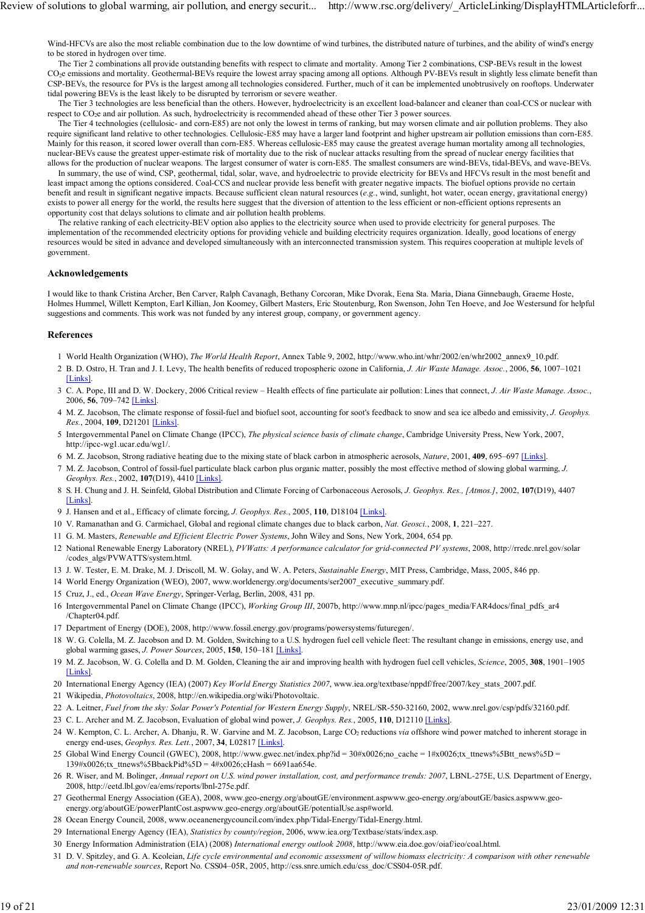Wind-HFCVs are also the most reliable combination due to the low downtime of wind turbines, the distributed nature of turbines, and the ability of wind's energy to be stored in hydrogen over time.

The Tier 2 combinations all provide outstanding benefits with respect to climate and mortality. Among Tier 2 combinations, CSP-BEVs result in the lowest $CO_2e$ emissions and mortality. Geothermal-BEVs require the lowest array spacing among all options. Although PV-BEVs result in slightly less climate benefit than CSP-BEVs, the resource for PVs is the largest among all technologies considered. Further, much of it can be implemented unobtrusively on rooftops. Underwater tidal powering BEVs is the least likely to be disrupted by terrorism or severe weather.

The Tier 3 technologies are less beneficial than the others. However, hydroelectricity is an excellent load-balancer and cleaner than coal-CCS or nuclear with respect to $CO_2e$ and air pollution. As such, hydroelectricity is recommended ahead of these other Tier 3 power sources.

The Tier 4 technologies (cellulosic- and corn-E85) are not only the lowest in terms of ranking, but may worsen climate and air pollution problems. They also require significant land relative to other technologies. Cellulosic-E85 may have a larger land footprint and higher upstream air pollution emissions than corn-E85. Mainly for this reason, it scored lower overall than corn-E85. Whereas cellulosic-E85 may cause the greatest average human mortality among all technologies, nuclear-BEVs cause the greatest upper-estimate risk of mortality due to the risk of nuclear attacks resulting from the spread of nuclear energy facilities that allows for the production of nuclear weapons. The largest consumer of water is corn-E85. The smallest consumers are wind-BEVs, tidal-BEVs, and wave-BEVs.

In summary, the use of wind, CSP, geothermal, tidal, solar, wave, and hydroelectric to provide electricity for BEVs and HFCVs result in the most benefit and least impact among the options considered. Coal-CCS and nuclear provide less benefit with greater negative impacts. The biofuel options provide no certain benefit and result in significant negative impacts. Because sufficient clean natural resources (*e.g.*, wind, sunlight, hot water, ocean energy, gravitational energy) exists to power all energy for the world, the results here suggest that the diversion of attention to the less efficient or non-efficient options represents an opportunity cost that delays solutions to climate and air pollution health problems.

The relative ranking of each electricity-BEV option also applies to the electricity source when used to provide electricity for general purposes. The implementation of the recommended electricity options for providing vehicle and building electricity requires organization. Ideally, good locations of energy resources would be sited in advance and developed simultaneously with an interconnected transmission system. This requires cooperation at multiple levels of government.

## Acknowledgements

I would like to thank Cristina Archer, Ben Carver, Ralph Cavanagh, Bethany Corcoran, Mike Dvorak, Eena Sta. Maria, Diana Ginnebaugh, Graeme Hoste, Holmes Hummel, Willett Kempton, Earl Killian, Jon Koomey, Gilbert Masters, Eric Stoutenburg, Ron Swenson, John Ten Hoeve, and Joe Westersund for helpful suggestions and comments. This work was not funded by any interest group, company, or government agency.

## References

1. World Health Organization (WHO), *The World Health Report*, Annex Table 9, 2002, http://www.who.int/whr/2002/en/whr2002_annex9_10.pdf.
2. B. D. Ostro, H. Tran and J. I. Levy, The health benefits of reduced tropospheric ozone in California, *J. Air Waste Manage. Assoc.*, 2006, **56**, 1007–1021 [Links].
3. C. A. Pope, III and D. W. Dockery, 2006 Critical review – Health effects of fine particulate air pollution: Lines that connect, *J. Air Waste Manage. Assoc.*, 2006, **56**, 709–742 [Links].
4. M. Z. Jacobson, The climate response of fossil-fuel and biofuel soot, accounting for soot's feedback to snow and sea ice albedo and emissivity, *J. Geophys. Res.*, 2004, **109**, D21201 [Links].
5. Intergovernmental Panel on Climate Change (IPCC), *The physical science basis of climate change*, Cambridge University Press, New York, 2007, http://ipcc-wg1.ucar.edu/wg1/.
6. M. Z. Jacobson, Strong radiative heating due to the mixing state of black carbon in atmospheric aerosols, *Nature*, 2001, **409**, 695–697 [Links].
7. M. Z. Jacobson, Control of fossil-fuel particulate black carbon plus organic matter, possibly the most effective method of slowing global warming, *J. Geophys. Res.*, 2002, **107**(D19), 4410 [Links].
8. S. H. Chung and J. H. Seinfeld, Global Distribution and Climate Forcing of Carbonaceous Aerosols, *J. Geophys. Res., [Atmos.]*, 2002, **107**(D19), 4407 [Links].
9. J. Hansen and et al., Efficacy of climate forcing, *J. Geophys. Res.*, 2005, **110**, D18104 [Links].
10. V. Ramanathan and G. Carmichael, Global and regional climate changes due to black carbon, *Nat. Geosci.*, 2008, **1**, 221–227.
11. G. M. Masters, *Renewable and Efficient Electric Power Systems*, John Wiley and Sons, New York, 2004, 654 pp.
12. National Renewable Energy Laboratory (NREL), *PVWatts: A performance calculator for grid-connected PV systems*, 2008, http://rredc.nrel.gov/solar/codes_algs/PVWATTS/system.html.
13. J. W. Tester, E. M. Drake, M. J. Driscoll, M. W. Golay, and W. A. Peters, *Sustainable Energy*, MIT Press, Cambridge, Mass, 2005, 846 pp.
14. World Energy Organization (WEO), 2007, www.worldenergy.org/documents/ser2007_executive_summary.pdf.
15. Cruz, J., ed., *Ocean Wave Energy*, Springer-Verlag, Berlin, 2008, 431 pp.
16. Intergovernmental Panel on Climate Change (IPCC), *Working Group III*, 2007b, http://www.mnp.nl/ipcc/pages_media/FAR4docs/final_pdfs_ar4/Chapter04.pdf.
17. Department of Energy (DOE), 2008, http://www.fossil.energy.gov/programs/powersystems/futuregen/.
18. W. G. Colella, M. Z. Jacobson and D. M. Golden, Switching to a U.S. hydrogen fuel cell vehicle fleet: The resultant change in emissions, energy use, and global warming gases, *J. Power Sources*, 2005, **150**, 150–181 [Links].
19. M. Z. Jacobson, W. G. Colella and D. M. Golden, Cleaning the air and improving health with hydrogen fuel cell vehicles, *Science*, 2005, **308**, 1901–1905 [Links].
20. International Energy Agency (IEA) (2007) *Key World Energy Statistics 2007*, www.iea.org/textbase/nppdf/free/2007/key_stats_2007.pdf.
21. Wikipedia, *Photovoltaics*, 2008, http://en.wikipedia.org/wiki/Photovoltaic.
22. A. Leitner, *Fuel from the sky: Solar Power's Potential for Western Energy Supply*, NREL/SR-550-32160, 2002, www.nrel.gov/csp/pdfs/32160.pdf.
23. C. L. Archer and M. Z. Jacobson, Evaluation of global wind power, *J. Geophys. Res.*, 2005, **110**, D12110 [Links].
24. W. Kempton, C. L. Archer, A. Dhanju, R. W. Garvine and M. Z. Jacobson, Large $CO_2$ reductions *via* offshore wind power matched to inherent storage in energy end-uses, *Geophys. Res. Lett.*, 2007, **34**, L02817 [Links].
25. Global Wind Energy Council (GWEC), 2008, http://www.gwec.net/index.php?id = 30#x0026;no_cache = 1#x0026;tx_ttnews%5Btt_news%5D = 139#x0026;tx_ttnews%5BbackPid%5D = 4#x0026;cHash = 6691aa654e.
26. R. Wiser, and M. Bolinger, *Annual report on U.S. wind power installation, cost, and performance trends: 2007*, LBNL-275E, U.S. Department of Energy, 2008, http://eetd.lbl.gov/ea/ems/reports/lbnl-275e.pdf.
27. Geothermal Energy Association (GEA), 2008, www.geo-energy.org/aboutGE/environment.aspwww.geo-energy.org/aboutGE/basics.aspwww.geo-energy.org/aboutGE/powerPlantCost.aspwww.geo-energy.org/aboutGE/potentialUse.asp#world.
28. Ocean Energy Council, 2008, www.oceanenergycouncil.com/index.php/Tidal-Energy/Tidal-Energy.html.
29. International Energy Agency (IEA), *Statistics by county/region*, 2006, www.iea.org/Textbase/stats/index.asp.
30. Energy Information Administration (EIA) (2008) *International energy outlook 2008*, http://www.eia.doe.gov/oiaf/ieo/coal.html.
31. D. V. Spitzley, and G. A. Keoleian, *Life cycle environmental and economic assessment of willow biomass electricity: A comparison with other renewable and non-renewable sources*, Report No. CSS04–05R, 2005, http://css.snre.umich.edu/css_doc/CSS04-05R.pdf.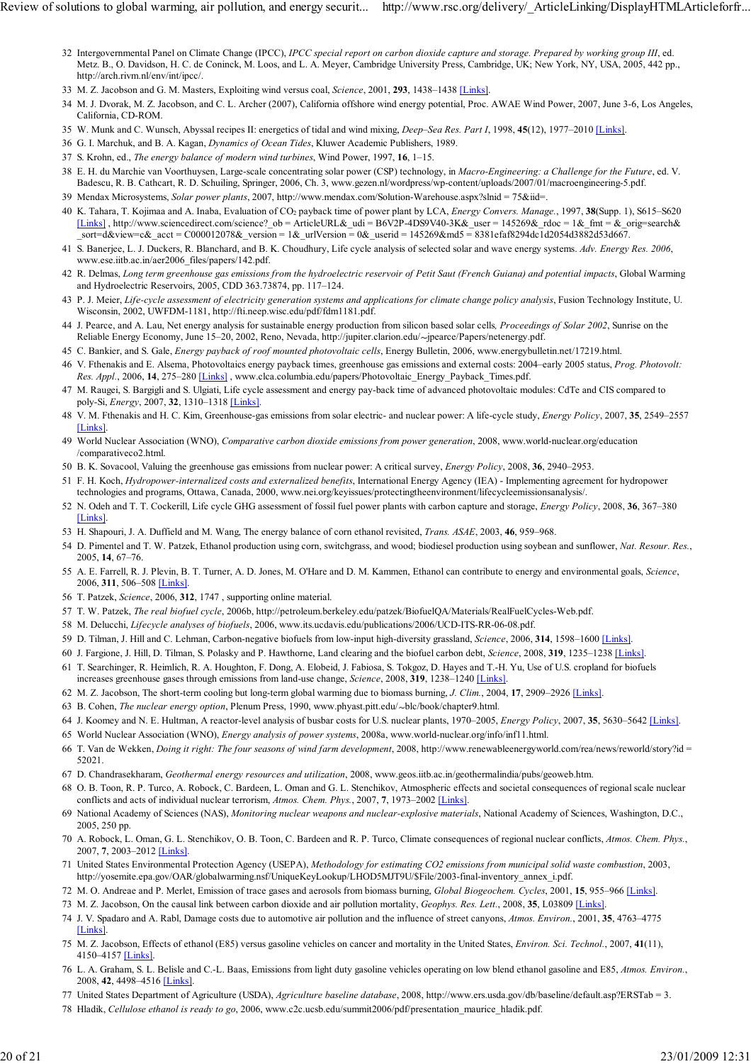32 Intergovernmental Panel on Climate Change (IPCC), *IPCC special report on carbon dioxide capture and storage. Prepared by working group III*, ed. Metz. B., O. Davidson, H. C. de Coninck, M. Loos, and L. A. Meyer, Cambridge University Press, Cambridge, UK; New York, NY, USA, 2005, 442 pp., http://arch.rivm.nl/env/int/ipcc/.

33 M. Z. Jacobson and G. M. Masters, Exploiting wind versus coal, *Science*, 2001, **293**, 1438–1438 [Links].

34 M. J. Dvorak, M. Z. Jacobson, and C. L. Archer (2007), California offshore wind energy potential, Proc. AWAE Wind Power, 2007, June 3-6, Los Angeles, California, CD-ROM.

35 W. Munk and C. Wunsch, Abyssal recipes II: energetics of tidal and wind mixing, *Deep–Sea Res. Part I*, 1998, **45**(12), 1977–2010 [Links].

36 G. I. Marchuk, and B. A. Kagan, *Dynamics of Ocean Tides*, Kluwer Academic Publishers, 1989.

37 S. Krohn, ed., *The energy balance of modern wind turbines*, Wind Power, 1997, **16**, 1–15.

38 E. H. du Marchie van Voorthuysen, Large-scale concentrating solar power (CSP) technology, in *Macro-Engineering: a Challenge for the Future*, ed. V. Badescu, R. B. Cathcart, R. D. Schuiling, Springer, 2006, Ch. 3, www.gezen.nl/wordpress/wp-content/uploads/2007/01/macroengineering-5.pdf.

39 Mendax Microsystems, *Solar power plants*, 2007, http://www.mendax.com/Solution-Warehouse.aspx?slnid = 75&iid=.

40 K. Tahara, T. Kojimaa and A. Inaba, Evaluation of $CO_2$ payback time of power plant by LCA, *Energy Convers. Manage.*, 1997, **38**(Supp. 1), S615–S620 [Links] , http://www.sciencedirect.com/science?_ob = ArticleURL&_udi = B6V2P-4DS9V40-3K&_user = 145269&_rdoc = 1&_fmt = &_orig=search&_sort=d&view=c&_acct = C000012078&_version = 1&_urlVersion = 0&_userid = 145269&md5 = 8381efaf8294dc1d2054d3882d53d667.

41 S. Banerjee, L. J. Duckers, R. Blanchard, and B. K. Choudhury, Life cycle analysis of selected solar and wave energy systems. *Adv. Energy Res. 2006*, www.ese.iitb.ac.in/aer2006_files/papers/142.pdf.

42 R. Delmas, *Long term greenhouse gas emissions from the hydroelectric reservoir of Petit Saut (French Guiana) and potential impacts*, Global Warming and Hydroelectric Reservoirs, 2005, CDD 363.73874, pp. 117–124.

43 P. J. Meier, *Life-cycle assessment of electricity generation systems and applications for climate change policy analysis*, Fusion Technology Institute, U. Wisconsin, 2002, UWFDM-1181, http://fti.neep.wisc.edu/pdf/fdm1181.pdf.

44 J. Pearce, and A. Lau, Net energy analysis for sustainable energy production from silicon based solar cells, *Proceedings of Solar 2002*, Sunrise on the Reliable Energy Economy, June 15–20, 2002, Reno, Nevada, http://jupiter.clarion.edu/~jpearce/Papers/netenergy.pdf.

45 C. Bankier, and S. Gale, *Energy payback of roof mounted photovoltaic cells*, Energy Bulletin, 2006, www.energybulletin.net/17219.html.

46 V. Fthenakis and E. Alsema, Photovoltaics energy payback times, greenhouse gas emissions and external costs: 2004–early 2005 status, *Prog. Photovolt: Res. Appl.*, 2006, **14**, 275–280 [Links] , www.clca.columbia.edu/papers/Photovoltaic_Energy_Payback_Times.pdf.

47 M. Raugei, S. Bargigli and S. Ulgiati, Life cycle assessment and energy pay-back time of advanced photovoltaic modules: CdTe and CIS compared to poly-Si, *Energy*, 2007, **32**, 1310–1318 [Links].

48 V. M. Fthenakis and H. C. Kim, Greenhouse-gas emissions from solar electric- and nuclear power: A life-cycle study, *Energy Policy*, 2007, **35**, 2549–2557 [Links].

49 World Nuclear Association (WNO), *Comparative carbon dioxide emissions from power generation*, 2008, www.world-nuclear.org/education /comparativeco2.html.

50 B. K. Sovacool, Valuing the greenhouse gas emissions from nuclear power: A critical survey, *Energy Policy*, 2008, **36**, 2940–2953.

51 F. H. Koch, *Hydropower-internalized costs and externalized benefits*, International Energy Agency (IEA) - Implementing agreement for hydropower technologies and programs, Ottawa, Canada, 2000, www.nei.org/keyissues/protectingtheenvironment/lifecycleemissionsanalysis/.

52 N. Odeh and T. T. Cockerill, Life cycle GHG assessment of fossil fuel power plants with carbon capture and storage, *Energy Policy*, 2008, **36**, 367–380 [Links].

53 H. Shapouri, J. A. Duffield and M. Wang, The energy balance of corn ethanol revisited, *Trans. ASAE*, 2003, **46**, 959–968.

54 D. Pimentel and T. W. Patzek, Ethanol production using corn, switchgrass, and wood; biodiesel production using soybean and sunflower, *Nat. Resour. Res.*, 2005, **14**, 67–76.

55 A. E. Farrell, R. J. Plevin, B. T. Turner, A. D. Jones, M. O'Hare and D. M. Kammen, Ethanol can contribute to energy and environmental goals, *Science*, 2006, **311**, 506–508 [Links].

56 T. Patzek, *Science*, 2006, **312**, 1747 , supporting online material.

57 T. W. Patzek, *The real biofuel cycle*, 2006b, http://petroleum.berkeley.edu/patzek/BiofuelQA/Materials/RealFuelCycles-Web.pdf.

58 M. Delucchi, *Lifecycle analyses of biofuels*, 2006, www.its.ucdavis.edu/publications/2006/UCD-ITS-RR-06-08.pdf.

59 D. Tilman, J. Hill and C. Lehman, Carbon-negative biofuels from low-input high-diversity grassland, *Science*, 2006, **314**, 1598–1600 [Links].

60 J. Fargione, J. Hill, D. Tilman, S. Polasky and P. Hawthorne, Land clearing and the biofuel carbon debt, *Science*, 2008, **319**, 1235–1238 [Links].

61 T. Searchinger, R. Heimlich, R. A. Houghton, F. Dong, A. Elobeid, J. Fabiosa, S. Tokgoz, D. Hayes and T.-H. Yu, Use of U.S. cropland for biofuels increases greenhouse gases through emissions from land-use change, *Science*, 2008, **319**, 1238–1240 [Links].

62 M. Z. Jacobson, The short-term cooling but long-term global warming due to biomass burning, *J. Clim.*, 2004, **17**, 2909–2926 [Links].

63 B. Cohen, *The nuclear energy option*, Plenum Press, 1990, www.phyast.pitt.edu/~blc/book/chapter9.html.

64 J. Koomey and N. E. Hultman, A reactor-level analysis of busbar costs for U.S. nuclear plants, 1970–2005, *Energy Policy*, 2007, **35**, 5630–5642 [Links].

65 World Nuclear Association (WNO), *Energy analysis of power systems*, 2008a, www.world-nuclear.org/info/inf11.html.

66 T. Van de Wekken, *Doing it right: The four seasons of wind farm development*, 2008, http://www.renewableenergyworld.com/rea/news/reworld/story?id = 52021.

67 D. Chandrasekharam, *Geothermal energy resources and utilization*, 2008, www.geos.iitb.ac.in/geothermalindia/pubs/geoweb.htm.

68 O. B. Toon, R. P. Turco, A. Robock, C. Bardeen, L. Oman and G. L. Stenchikov, Atmospheric effects and societal consequences of regional scale nuclear conflicts and acts of individual nuclear terrorism, *Atmos. Chem. Phys.*, 2007, **7**, 1973–2002 [Links].

69 National Academy of Sciences (NAS), *Monitoring nuclear weapons and nuclear-explosive materials*, National Academy of Sciences, Washington, D.C., 2005, 250 pp.

70 A. Robock, L. Oman, G. L. Stenchikov, O. B. Toon, C. Bardeen and R. P. Turco, Climate consequences of regional nuclear conflicts, *Atmos. Chem. Phys.*, 2007, **7**, 2003–2012 [Links].

71 United States Environmental Protection Agency (USEPA), *Methodology for estimating CO2 emissions from municipal solid waste combustion*, 2003, http://yosemite.epa.gov/OAR/globalwarming.nsf/UniqueKeyLookup/LHOD5MJT9U/$File/2003-final-inventory_annex_i.pdf.

72 M. O. Andreae and P. Merlet, Emission of trace gases and aerosols from biomass burning, *Global Biogeochem. Cycles*, 2001, **15**, 955–966 [Links].

73 M. Z. Jacobson, On the causal link between carbon dioxide and air pollution mortality, *Geophys. Res. Lett.*, 2008, **35**, L03809 [Links].

74 J. V. Spadaro and A. Rabl, Damage costs due to automotive air pollution and the influence of street canyons, *Atmos. Environ.*, 2001, **35**, 4763–4775 [Links].

75 M. Z. Jacobson, Effects of ethanol (E85) versus gasoline vehicles on cancer and mortality in the United States, *Environ. Sci. Technol.*, 2007, **41**(11), 4150–4157 [Links].

76 L. A. Graham, S. L. Belisle and C.-L. Baas, Emissions from light duty gasoline vehicles operating on low blend ethanol gasoline and E85, *Atmos. Environ.*, 2008, **42**, 4498–4516 [Links].

77 United States Department of Agriculture (USDA), *Agriculture baseline database*, 2008, http://www.ers.usda.gov/db/baseline/default.asp?ERSTab = 3.

78 Hladik, *Cellulose ethanol is ready to go*, 2006, www.c2c.ucsb.edu/summit2006/pdf/presentation_maurice_hladik.pdf.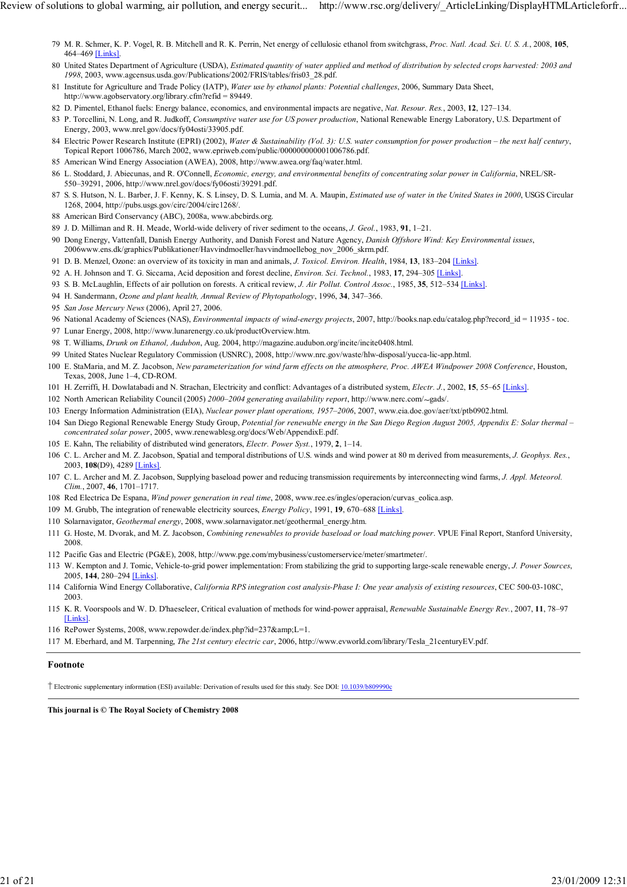79 M. R. Schmer, K. P. Vogel, R. B. Mitchell and R. K. Perrin, Net energy of cellulosic ethanol from switchgrass, *Proc. Natl. Acad. Sci. U. S. A.*, 2008, **105**, 464–469 [Links].

80 United States Department of Agriculture (USDA), *Estimated quantity of water applied and method of distribution by selected crops harvested: 2003 and 1998*, 2003, www.agcensus.usda.gov/Publications/2002/FRIS/tables/fris03_28.pdf.

81 Institute for Agriculture and Trade Policy (IATP), *Water use by ethanol plants: Potential challenges*, 2006, Summary Data Sheet, http://www.agobservatory.org/library.cfm?refid = 89449.

82 D. Pimentel, Ethanol fuels: Energy balance, economics, and environmental impacts are negative, *Nat. Resour. Res.*, 2003, **12**, 127–134.

83 P. Torcellini, N. Long, and R. Judkoff, *Consumptive water use for US power production*, National Renewable Energy Laboratory, U.S. Department of Energy, 2003, www.nrel.gov/docs/fy04osti/33905.pdf.

84 Electric Power Research Institute (EPRI) (2002), *Water & Sustainability (Vol. 3): U.S. water consumption for power production – the next half century*, Topical Report 1006786, March 2002, www.epriweb.com/public/000000000001006786.pdf.

85 American Wind Energy Association (AWEA), 2008, http://www.awea.org/faq/water.html.

86 L. Stoddard, J. Abiecunas, and R. O'Connell, *Economic, energy, and environmental benefits of concentrating solar power in California*, NREL/SR-550–39291, 2006, http://www.nrel.gov/docs/fy06osti/39291.pdf.

87 S. S. Hutson, N. L. Barber, J. F. Kenny, K. S. Linsey, D. S. Lumia, and M. A. Maupin, *Estimated use of water in the United States in 2000*, USGS Circular 1268, 2004, http://pubs.usgs.gov/circ/2004/circ1268/.

88 American Bird Conservancy (ABC), 2008a, www.abcbirds.org.

89 J. D. Milliman and R. H. Meade, World-wide delivery of river sediment to the oceans, *J. Geol.*, 1983, **91**, 1–21.

90 Dong Energy, Vattenfall, Danish Energy Authority, and Danish Forest and Nature Agency, *Danish Offshore Wind: Key Environmental issues*, 2006www.ens.dk/graphics/Publikationer/Havvindmoeller/havvindmoellebog_nov_2006_skrm.pdf.

91 D. B. Menzel, Ozone: an overview of its toxicity in man and animals, *J. Toxicol. Environ. Health*, 1984, **13**, 183–204 [Links].

92 A. H. Johnson and T. G. Siccama, Acid deposition and forest decline, *Environ. Sci. Technol.*, 1983, **17**, 294–305 [Links].

93 S. B. McLaughlin, Effects of air pollution on forests. A critical review, *J. Air Pollut. Control Assoc.*, 1985, **35**, 512–534 [Links].

94 H. Sandermann, *Ozone and plant health, Annual Review of Phytopathology*, 1996, **34**, 347–366.

95 *San Jose Mercury News* (2006), April 27, 2006.

96 National Academy of Sciences (NAS), *Environmental impacts of wind-energy projects*, 2007, http://books.nap.edu/catalog.php?record_id = 11935 - toc.

97 Lunar Energy, 2008, http://www.lunarenergy.co.uk/productOverview.htm.

98 T. Williams, *Drunk on Ethanol, Audubon*, Aug. 2004, http://magazine.audubon.org/incite/incite0408.html.

99 United States Nuclear Regulatory Commission (USNRC), 2008, http://www.nrc.gov/waste/hlw-disposal/yucca-lic-app.html.

100 E. StaMaria, and M. Z. Jacobson, *New parameterization for wind farm effects on the atmosphere, Proc. AWEA Windpower 2008 Conference*, Houston, Texas, 2008, June 1–4, CD-ROM.

101 H. Zerriffi, H. Dowlatabadi and N. Strachan, Electricity and conflict: Advantages of a distributed system, *Electr. J.*, 2002, **15**, 55–65 [Links].

102 North American Reliability Council (2005) *2000–2004 generating availability report*, http://www.nerc.com/~gads/.

103 Energy Information Administration (EIA), *Nuclear power plant operations, 1957–2006*, 2007, www.eia.doe.gov/aer/txt/ptb0902.html.

104 San Diego Regional Renewable Energy Study Group, *Potential for renewable energy in the San Diego Region August 2005, Appendix E: Solar thermal – concentrated solar power*, 2005, www.renewablesg.org/docs/Web/AppendixE.pdf.

105 E. Kahn, The reliability of distributed wind generators, *Electr. Power Syst.*, 1979, **2**, 1–14.

106 C. L. Archer and M. Z. Jacobson, Spatial and temporal distributions of U.S. winds and wind power at 80 m derived from measurements, *J. Geophys. Res.*, 2003, **108**(D9), 4289 [Links].

107 C. L. Archer and M. Z. Jacobson, Supplying baseload power and reducing transmission requirements by interconnecting wind farms, *J. Appl. Meteorol. Clim.*, 2007, **46**, 1701–1717.

108 Red Electrica De Espana, *Wind power generation in real time*, 2008, www.ree.es/ingles/operacion/curvas_eolica.asp.

109 M. Grubb, The integration of renewable electricity sources, *Energy Policy*, 1991, **19**, 670–688 [Links].

110 Solarnavigator, *Geothermal energy*, 2008, www.solarnavigator.net/geothermal_energy.htm.

111 G. Hoste, M. Dvorak, and M. Z. Jacobson, *Combining renewables to provide baseload or load matching power*. VPUE Final Report, Stanford University, 2008.

112 Pacific Gas and Electric (PG&E), 2008, http://www.pge.com/mybusiness/customerservice/meter/smartmeter/.

113 W. Kempton and J. Tomic, Vehicle-to-grid power implementation: From stabilizing the grid to supporting large-scale renewable energy, *J. Power Sources*, 2005, **144**, 280–294 [Links].

114 California Wind Energy Collaborative, *California RPS integration cost analysis-Phase I: One year analysis of existing resources*, CEC 500-03-108C, 2003.

115 K. R. Voorspools and W. D. D'haeseleer, Critical evaluation of methods for wind-power appraisal, *Renewable Sustainable Energy Rev.*, 2007, **11**, 78–97 [Links].

116 RePower Systems, 2008, www.repowder.de/index.php?id=237&amp;L=1.

117 M. Eberhard, and M. Tarpenning, *The 21st century electric car*, 2006, http://www.evworld.com/library/Tesla_21centuryEV.pdf.

## Footnote

† Electronic supplementary information (ESI) available: Derivation of results used for this study. See DOI: 10.1039/b809990c

**This journal is © The Royal Society of Chemistry 2008**